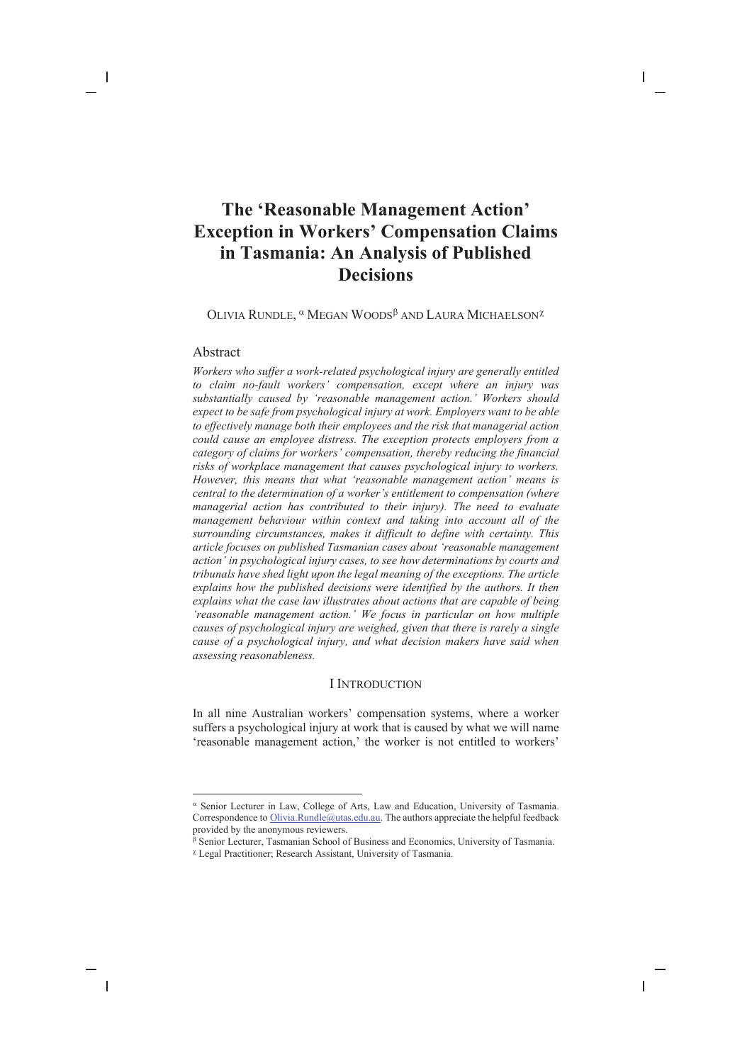# The 'Reasonable Management Action' Exception in Workers' Compensation Claims in Tasmania: An Analysis of Published Decisions

OLIVIA RUNDLE,[α] MEGAN WOODS[β] AND LAURA MICHAELSON[χ]

## Abstract

*Workers who suffer a work-related psychological injury are generally entitled to claim no-fault workers' compensation, except where an injury was substantially caused by 'reasonable management action.' Workers should expect to be safe from psychological injury at work. Employers want to be able to effectively manage both their employees and the risk that managerial action could cause an employee distress. The exception protects employers from a category of claims for workers' compensation, thereby reducing the financial risks of workplace management that causes psychological injury to workers. However, this means that what 'reasonable management action' means is central to the determination of a worker's entitlement to compensation (where managerial action has contributed to their injury). The need to evaluate management behaviour within context and taking into account all of the surrounding circumstances, makes it difficult to define with certainty. This article focuses on published Tasmanian cases about 'reasonable management action' in psychological injury cases, to see how determinations by courts and tribunals have shed light upon the legal meaning of the exceptions. The article explains how the published decisions were identified by the authors. It then explains what the case law illustrates about actions that are capable of being 'reasonable management action.' We focus in particular on how multiple causes of psychological injury are weighed, given that there is rarely a single cause of a psychological injury, and what decision makers have said when assessing reasonableness.*

## I INTRODUCTION

In all nine Australian workers' compensation systems, where a worker suffers a psychological injury at work that is caused by what we will name 'reasonable management action,' the worker is not entitled to workers'

---

[α] Senior Lecturer in Law, College of Arts, Law and Education, University of Tasmania. Correspondence to Olivia.Rundle@utas.edu.au. The authors appreciate the helpful feedback provided by the anonymous reviewers.

[β] Senior Lecturer, Tasmanian School of Business and Economics, University of Tasmania.

[χ] Legal Practitioner; Research Assistant, University of Tasmania.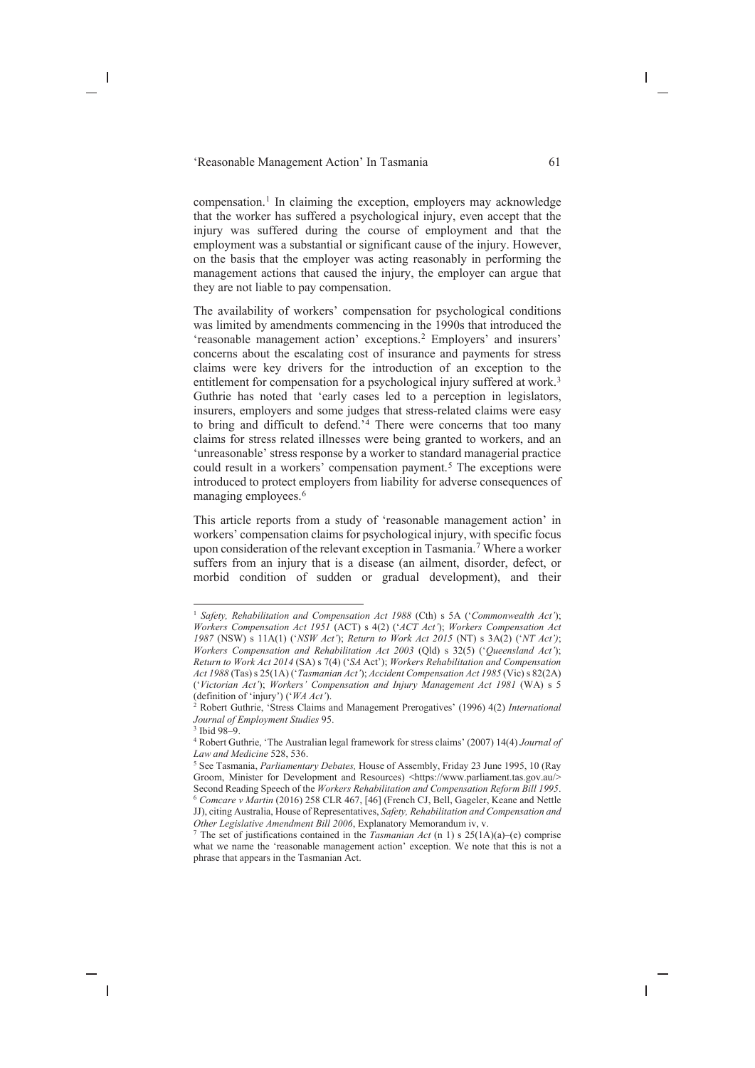compensation.[1] In claiming the exception, employers may acknowledge that the worker has suffered a psychological injury, even accept that the injury was suffered during the course of employment and that the employment was a substantial or significant cause of the injury. However, on the basis that the employer was acting reasonably in performing the management actions that caused the injury, the employer can argue that they are not liable to pay compensation.

The availability of workers' compensation for psychological conditions was limited by amendments commencing in the 1990s that introduced the 'reasonable management action' exceptions.[2] Employers' and insurers' concerns about the escalating cost of insurance and payments for stress claims were key drivers for the introduction of an exception to the entitlement for compensation for a psychological injury suffered at work.[3] Guthrie has noted that 'early cases led to a perception in legislators, insurers, employers and some judges that stress-related claims were easy to bring and difficult to defend.'[4] There were concerns that too many claims for stress related illnesses were being granted to workers, and an 'unreasonable' stress response by a worker to standard managerial practice could result in a workers' compensation payment.[5] The exceptions were introduced to protect employers from liability for adverse consequences of managing employees.[6]

This article reports from a study of 'reasonable management action' in workers' compensation claims for psychological injury, with specific focus upon consideration of the relevant exception in Tasmania.[7] Where a worker suffers from an injury that is a disease (an ailment, disorder, defect, or morbid condition of sudden or gradual development), and their

---

[1] *Safety, Rehabilitation and Compensation Act 1988* (Cth) s 5A ('*Commonwealth Act*'); *Workers Compensation Act 1951* (ACT) s 4(2) ('*ACT Act*'); *Workers Compensation Act 1987* (NSW) s 11A(1) ('*NSW Act*'); *Return to Work Act 2015* (NT) s 3A(2) ('*NT Act*'); *Workers Compensation and Rehabilitation Act 2003* (Qld) s 32(5) ('*Queensland Act*'); *Return to Work Act 2014* (SA) s 7(4) ('*SA* Act'); *Workers Rehabilitation and Compensation Act 1988* (Tas) s 25(1A) ('*Tasmanian Act*'); *Accident Compensation Act 1985* (Vic) s 82(2A) ('*Victorian Act*'); *Workers' Compensation and Injury Management Act 1981* (WA) s 5 (definition of 'injury') ('*WA Act*').

[2] Robert Guthrie, 'Stress Claims and Management Prerogatives' (1996) 4(2) *International Journal of Employment Studies* 95.

[3] Ibid 98–9.

[4] Robert Guthrie, 'The Australian legal framework for stress claims' (2007) 14(4) *Journal of Law and Medicine* 528, 536.

[5] See Tasmania, *Parliamentary Debates,* House of Assembly, Friday 23 June 1995, 10 (Ray Groom, Minister for Development and Resources) <https://www.parliament.tas.gov.au/> Second Reading Speech of the *Workers Rehabilitation and Compensation Reform Bill 1995*.

[6] *Comcare v Martin* (2016) 258 CLR 467, [46] (French CJ, Bell, Gageler, Keane and Nettle JJ), citing Australia, House of Representatives, *Safety, Rehabilitation and Compensation and Other Legislative Amendment Bill 2006*, Explanatory Memorandum iv, v.

[7] The set of justifications contained in the *Tasmanian Act* (n 1) s 25(1A)(a)–(e) comprise what we name the 'reasonable management action' exception. We note that this is not a phrase that appears in the Tasmanian Act.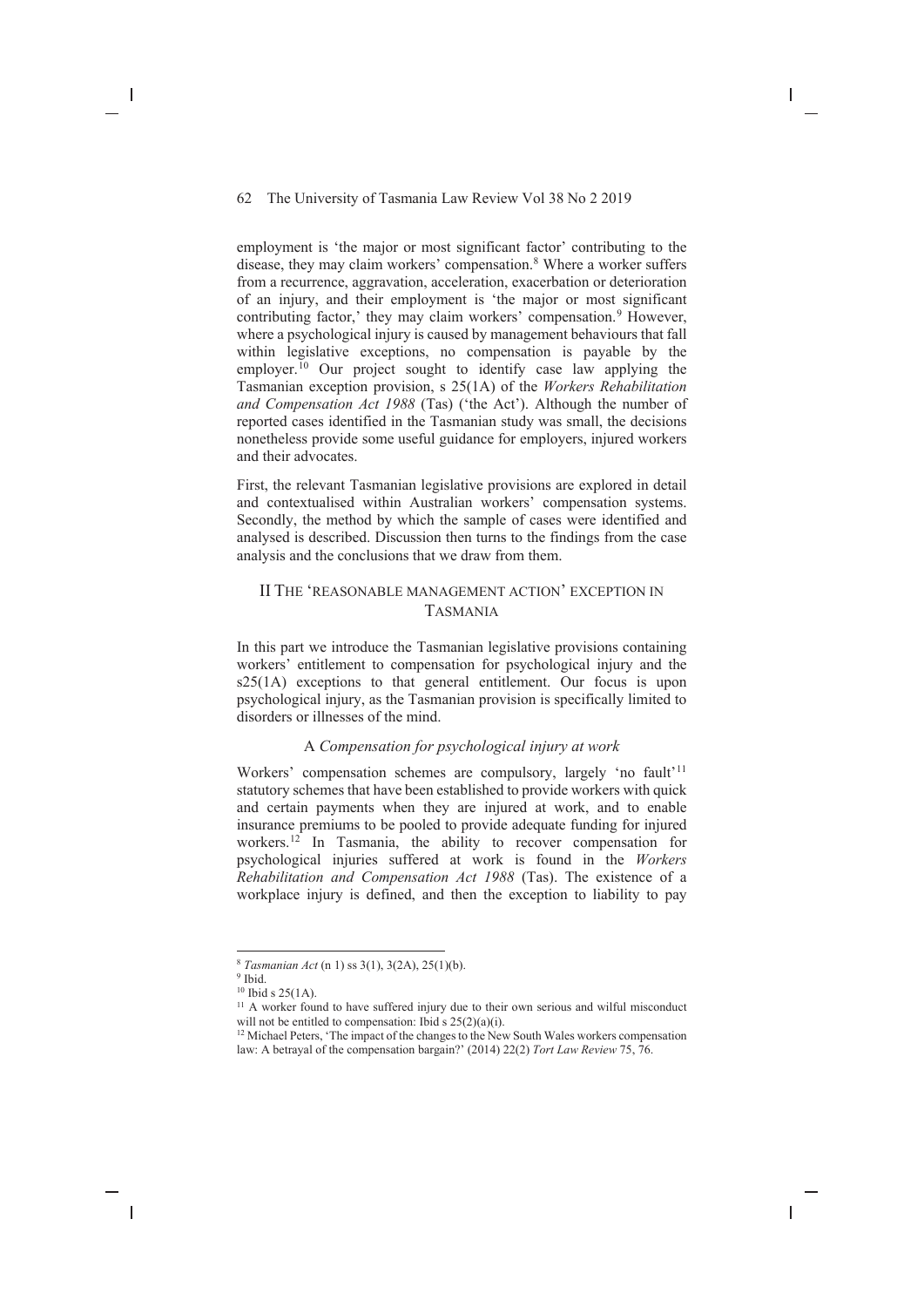employment is 'the major or most significant factor' contributing to the disease, they may claim workers' compensation.[8] Where a worker suffers from a recurrence, aggravation, acceleration, exacerbation or deterioration of an injury, and their employment is 'the major or most significant contributing factor,' they may claim workers' compensation.[9] However, where a psychological injury is caused by management behaviours that fall within legislative exceptions, no compensation is payable by the employer.[10] Our project sought to identify case law applying the Tasmanian exception provision, s 25(1A) of the *Workers Rehabilitation and Compensation Act 1988* (Tas) ('the Act'). Although the number of reported cases identified in the Tasmanian study was small, the decisions nonetheless provide some useful guidance for employers, injured workers and their advocates.

First, the relevant Tasmanian legislative provisions are explored in detail and contextualised within Australian workers' compensation systems. Secondly, the method by which the sample of cases were identified and analysed is described. Discussion then turns to the findings from the case analysis and the conclusions that we draw from them.

## II The 'Reasonable Management Action' Exception in Tasmania

In this part we introduce the Tasmanian legislative provisions containing workers' entitlement to compensation for psychological injury and the s25(1A) exceptions to that general entitlement. Our focus is upon psychological injury, as the Tasmanian provision is specifically limited to disorders or illnesses of the mind.

### A *Compensation for psychological injury at work*

Workers' compensation schemes are compulsory, largely 'no fault'[11] statutory schemes that have been established to provide workers with quick and certain payments when they are injured at work, and to enable insurance premiums to be pooled to provide adequate funding for injured workers.[12] In Tasmania, the ability to recover compensation for psychological injuries suffered at work is found in the *Workers Rehabilitation and Compensation Act 1988* (Tas). The existence of a workplace injury is defined, and then the exception to liability to pay

---

[8] *Tasmanian Act* (n 1) ss 3(1), 3(2A), 25(1)(b).

[9] Ibid.

[10] Ibid s 25(1A).

[11] A worker found to have suffered injury due to their own serious and wilful misconduct will not be entitled to compensation: Ibid s 25(2)(a)(i).

[12] Michael Peters, 'The impact of the changes to the New South Wales workers compensation law: A betrayal of the compensation bargain?' (2014) 22(2) *Tort Law Review* 75, 76.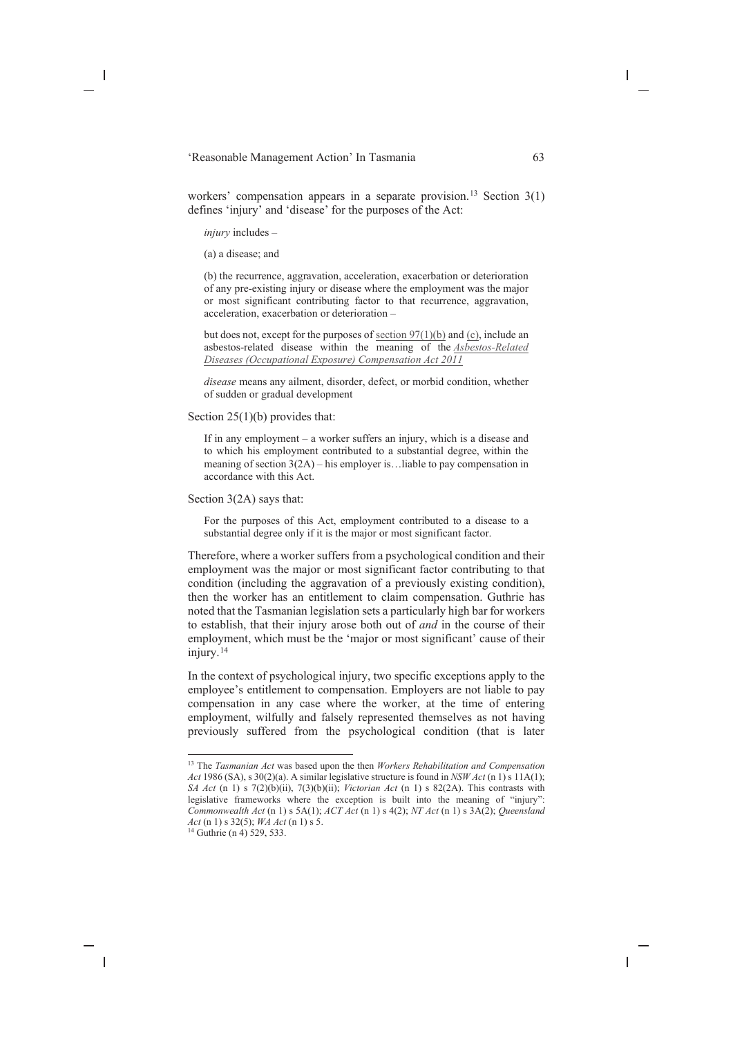workers' compensation appears in a separate provision.[13] Section 3(1) defines 'injury' and 'disease' for the purposes of the Act:

> *injury* includes –
>
> (a) a disease; and
>
> (b) the recurrence, aggravation, acceleration, exacerbation or deterioration of any pre-existing injury or disease where the employment was the major or most significant contributing factor to that recurrence, aggravation, acceleration, exacerbation or deterioration –
>
> but does not, except for the purposes of section 97(1)(b) and (c), include an asbestos-related disease within the meaning of the *Asbestos-Related Diseases (Occupational Exposure) Compensation Act 2011*
>
> *disease* means any ailment, disorder, defect, or morbid condition, whether of sudden or gradual development

Section 25(1)(b) provides that:

> If in any employment – a worker suffers an injury, which is a disease and to which his employment contributed to a substantial degree, within the meaning of section 3(2A) – his employer is…liable to pay compensation in accordance with this Act.

Section 3(2A) says that:

> For the purposes of this Act, employment contributed to a disease to a substantial degree only if it is the major or most significant factor.

Therefore, where a worker suffers from a psychological condition and their employment was the major or most significant factor contributing to that condition (including the aggravation of a previously existing condition), then the worker has an entitlement to claim compensation. Guthrie has noted that the Tasmanian legislation sets a particularly high bar for workers to establish, that their injury arose both out of *and* in the course of their employment, which must be the 'major or most significant' cause of their injury.[14]

In the context of psychological injury, two specific exceptions apply to the employee's entitlement to compensation. Employers are not liable to pay compensation in any case where the worker, at the time of entering employment, wilfully and falsely represented themselves as not having previously suffered from the psychological condition (that is later

---

[13] The *Tasmanian Act* was based upon the then *Workers Rehabilitation and Compensation Act* 1986 (SA), s 30(2)(a). A similar legislative structure is found in *NSW Act* (n 1) s 11A(1); *SA Act* (n 1) s 7(2)(b)(ii), 7(3)(b)(ii); *Victorian Act* (n 1) s 82(2A). This contrasts with legislative frameworks where the exception is built into the meaning of "injury": *Commonwealth Act* (n 1) s 5A(1); *ACT Act* (n 1) s 4(2); *NT Act* (n 1) s 3A(2); *Queensland Act* (n 1) s 32(5); *WA Act* (n 1) s 5.

[14] Guthrie (n 4) 529, 533.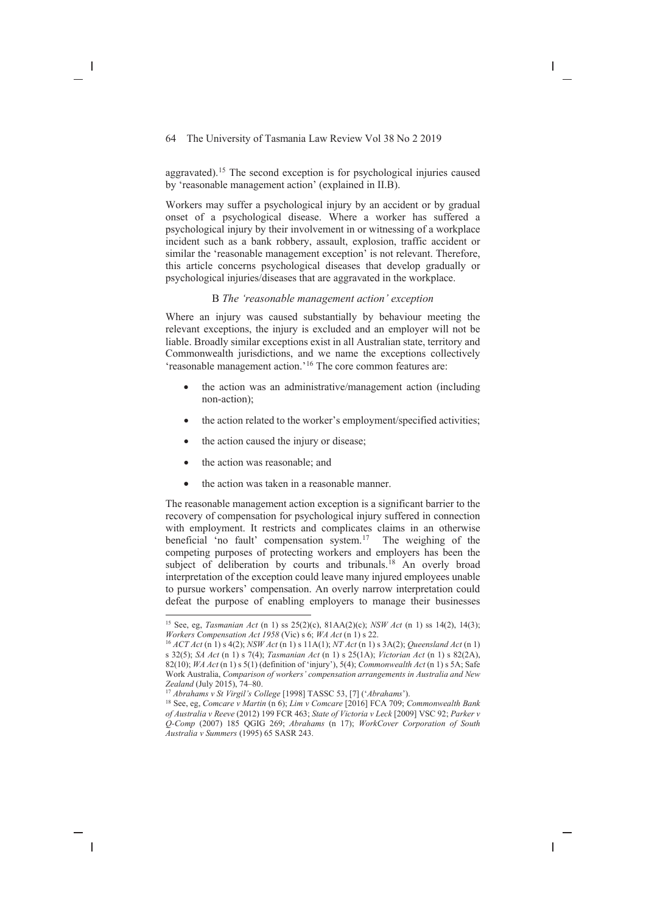aggravated).[15] The second exception is for psychological injuries caused by 'reasonable management action' (explained in II.B).

Workers may suffer a psychological injury by an accident or by gradual onset of a psychological disease. Where a worker has suffered a psychological injury by their involvement in or witnessing of a workplace incident such as a bank robbery, assault, explosion, traffic accident or similar the 'reasonable management exception' is not relevant. Therefore, this article concerns psychological diseases that develop gradually or psychological injuries/diseases that are aggravated in the workplace.

### B *The 'reasonable management action' exception*

Where an injury was caused substantially by behaviour meeting the relevant exceptions, the injury is excluded and an employer will not be liable. Broadly similar exceptions exist in all Australian state, territory and Commonwealth jurisdictions, and we name the exceptions collectively 'reasonable management action.'[16] The core common features are:

- the action was an administrative/management action (including non-action);
- the action related to the worker's employment/specified activities;
- the action caused the injury or disease;
- the action was reasonable; and
- the action was taken in a reasonable manner.

The reasonable management action exception is a significant barrier to the recovery of compensation for psychological injury suffered in connection with employment. It restricts and complicates claims in an otherwise beneficial 'no fault' compensation system.[17] The weighing of the competing purposes of protecting workers and employers has been the subject of deliberation by courts and tribunals.[18] An overly broad interpretation of the exception could leave many injured employees unable to pursue workers' compensation. An overly narrow interpretation could defeat the purpose of enabling employers to manage their businesses

---

[15] See, eg, *Tasmanian Act* (n 1) ss 25(2)(c), 81AA(2)(c); *NSW Act* (n 1) ss 14(2), 14(3); *Workers Compensation Act 1958* (Vic) s 6; *WA Act* (n 1) s 22.

[16] *ACT Act* (n 1) s 4(2); *NSW Act* (n 1) s 11A(1); *NT Act* (n 1) s 3A(2); *Queensland Act* (n 1) s 32(5); *SA Act* (n 1) s 7(4); *Tasmanian Act* (n 1) s 25(1A); *Victorian Act* (n 1) s 82(2A), 82(10); *WA Act* (n 1) s 5(1) (definition of 'injury'), 5(4); *Commonwealth Act* (n 1) s 5A; Safe Work Australia, *Comparison of workers' compensation arrangements in Australia and New Zealand* (July 2015), 74–80.

[17] *Abrahams v St Virgil's College* [1998] TASSC 53, [7] ('*Abrahams*').

[18] See, eg, *Comcare v Martin* (n 6); *Lim v Comcare* [2016] FCA 709; *Commonwealth Bank of Australia v Reeve* (2012) 199 FCR 463; *State of Victoria v Leck* [2009] VSC 92; *Parker v Q-Comp* (2007) 185 QGIG 269; *Abrahams* (n 17); *WorkCover Corporation of South Australia v Summers* (1995) 65 SASR 243.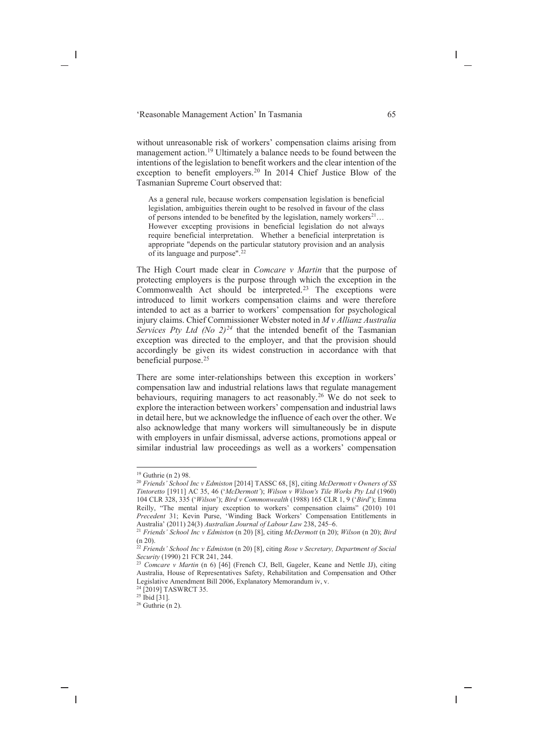without unreasonable risk of workers' compensation claims arising from management action.[19] Ultimately a balance needs to be found between the intentions of the legislation to benefit workers and the clear intention of the exception to benefit employers.[20] In 2014 Chief Justice Blow of the Tasmanian Supreme Court observed that:

> As a general rule, because workers compensation legislation is beneficial legislation, ambiguities therein ought to be resolved in favour of the class of persons intended to be benefited by the legislation, namely workers[21]… However excepting provisions in beneficial legislation do not always require beneficial interpretation. Whether a beneficial interpretation is appropriate "depends on the particular statutory provision and an analysis of its language and purpose".[22]

The High Court made clear in *Comcare v Martin* that the purpose of protecting employers is the purpose through which the exception in the Commonwealth Act should be interpreted.[23] The exceptions were introduced to limit workers compensation claims and were therefore intended to act as a barrier to workers' compensation for psychological injury claims. Chief Commissioner Webster noted in *M v Allianz Australia Services Pty Ltd (No 2)*[24] that the intended benefit of the Tasmanian exception was directed to the employer, and that the provision should accordingly be given its widest construction in accordance with that beneficial purpose.[25]

There are some inter-relationships between this exception in workers' compensation law and industrial relations laws that regulate management behaviours, requiring managers to act reasonably.[26] We do not seek to explore the interaction between workers' compensation and industrial laws in detail here, but we acknowledge the influence of each over the other. We also acknowledge that many workers will simultaneously be in dispute with employers in unfair dismissal, adverse actions, promotions appeal or similar industrial law proceedings as well as a workers' compensation

---

[19] Guthrie (n 2) 98.

[20] *Friends' School Inc v Edmiston* [2014] TASSC 68, [8], citing *McDermott v Owners of SS Tintoretto* [1911] AC 35, 46 ('*McDermott*'); *Wilson v Wilson's Tile Works Pty Ltd* (1960) 104 CLR 328, 335 ('*Wilson*'); *Bird v Commonwealth* (1988) 165 CLR 1, 9 ('*Bird*'); Emma Reilly, "The mental injury exception to workers' compensation claims" (2010) 101 *Precedent* 31; Kevin Purse, 'Winding Back Workers' Compensation Entitlements in Australia' (2011) 24(3) *Australian Journal of Labour Law* 238, 245–6.

[21] *Friends' School Inc v Edmiston* (n 20) [8], citing *McDermott* (n 20); *Wilson* (n 20); *Bird* (n 20).

[22] *Friends' School Inc v Edmiston* (n 20) [8], citing *Rose v Secretary, Department of Social Security* (1990) 21 FCR 241, 244.

[23] *Comcare v Martin* (n 6) [46] (French CJ, Bell, Gageler, Keane and Nettle JJ), citing Australia, House of Representatives Safety, Rehabilitation and Compensation and Other Legislative Amendment Bill 2006, Explanatory Memorandum iv, v.

[24] [2019] TASWRCT 35.

[25] Ibid [31].

[26] Guthrie (n 2).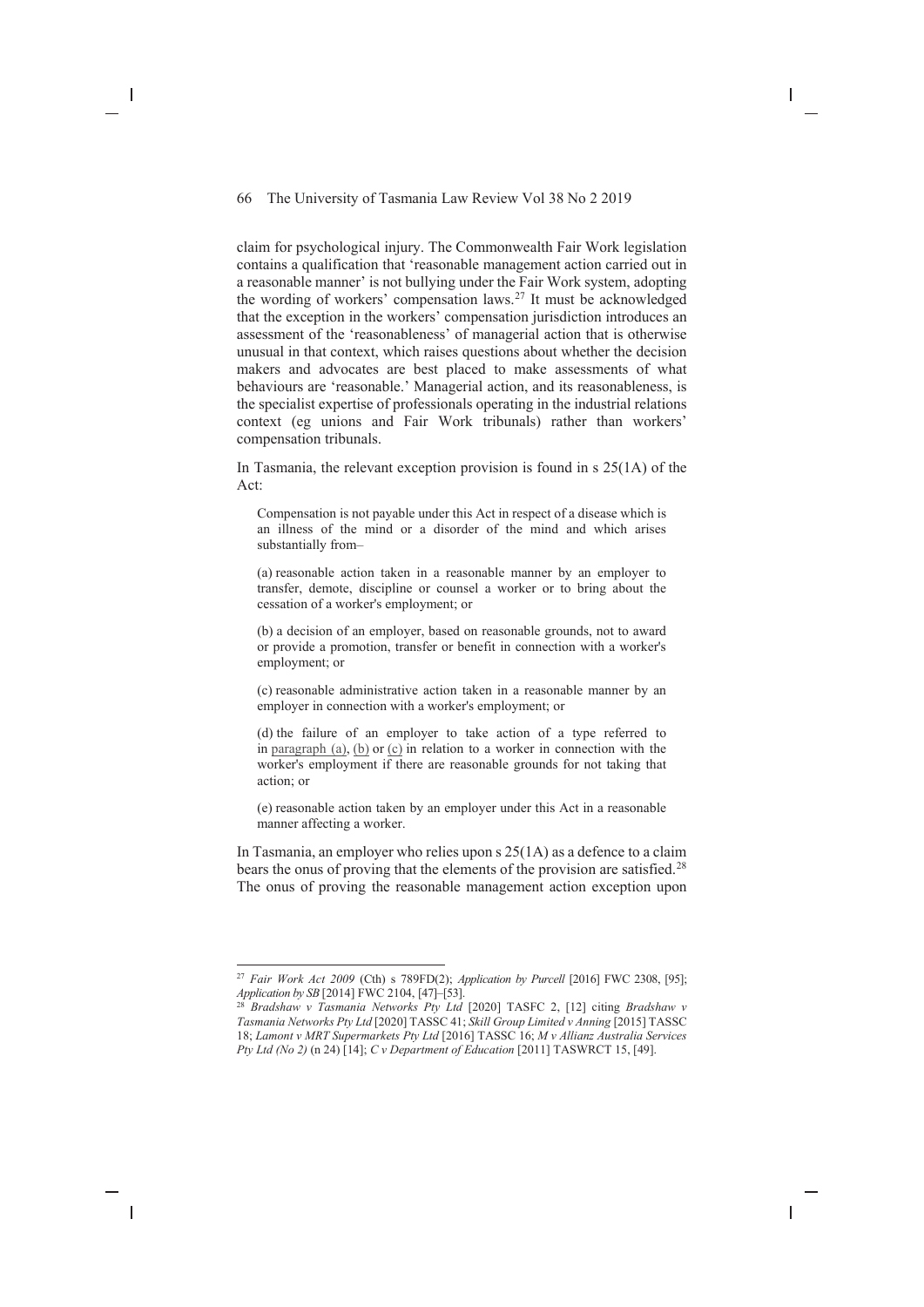claim for psychological injury. The Commonwealth Fair Work legislation contains a qualification that 'reasonable management action carried out in a reasonable manner' is not bullying under the Fair Work system, adopting the wording of workers' compensation laws.[27] It must be acknowledged that the exception in the workers' compensation jurisdiction introduces an assessment of the 'reasonableness' of managerial action that is otherwise unusual in that context, which raises questions about whether the decision makers and advocates are best placed to make assessments of what behaviours are 'reasonable.' Managerial action, and its reasonableness, is the specialist expertise of professionals operating in the industrial relations context (eg unions and Fair Work tribunals) rather than workers' compensation tribunals.

In Tasmania, the relevant exception provision is found in s 25(1A) of the Act:

> Compensation is not payable under this Act in respect of a disease which is an illness of the mind or a disorder of the mind and which arises substantially from–
>
> (a) reasonable action taken in a reasonable manner by an employer to transfer, demote, discipline or counsel a worker or to bring about the cessation of a worker's employment; or
>
> (b) a decision of an employer, based on reasonable grounds, not to award or provide a promotion, transfer or benefit in connection with a worker's employment; or
>
> (c) reasonable administrative action taken in a reasonable manner by an employer in connection with a worker's employment; or
>
> (d) the failure of an employer to take action of a type referred to in paragraph (a), (b) or (c) in relation to a worker in connection with the worker's employment if there are reasonable grounds for not taking that action; or
>
> (e) reasonable action taken by an employer under this Act in a reasonable manner affecting a worker.

In Tasmania, an employer who relies upon s 25(1A) as a defence to a claim bears the onus of proving that the elements of the provision are satisfied.[28] The onus of proving the reasonable management action exception upon

---

[27] *Fair Work Act 2009* (Cth) s 789FD(2); *Application by Purcell* [2016] FWC 2308, [95]; *Application by SB* [2014] FWC 2104, [47]–[53].

[28] *Bradshaw v Tasmania Networks Pty Ltd* [2020] TASFC 2, [12] citing *Bradshaw v Tasmania Networks Pty Ltd* [2020] TASSC 41; *Skill Group Limited v Anning* [2015] TASSC 18; *Lamont v MRT Supermarkets Pty Ltd* [2016] TASSC 16; *M v Allianz Australia Services Pty Ltd (No 2)* (n 24) [14]; *C v Department of Education* [2011] TASWRCT 15, [49].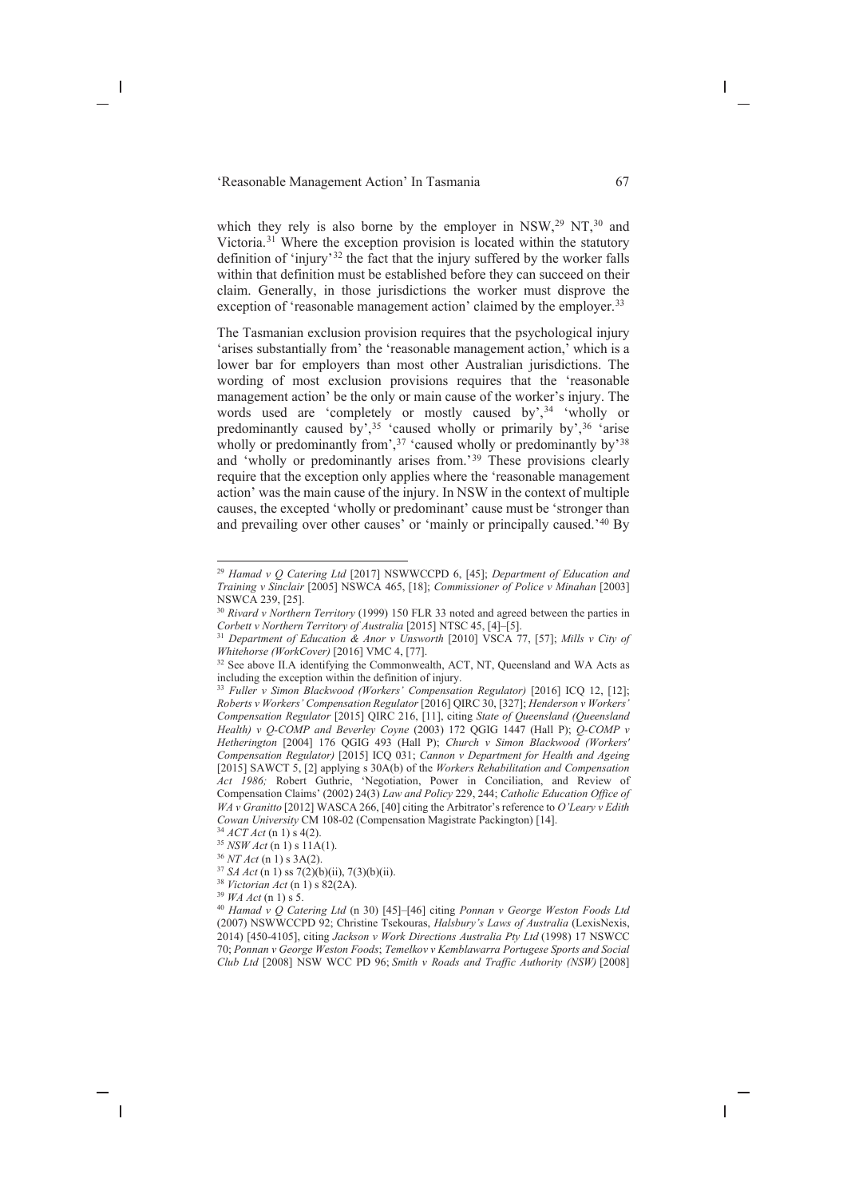which they rely is also borne by the employer in NSW,[29] NT,[30] and Victoria.[31] Where the exception provision is located within the statutory definition of 'injury'[32] the fact that the injury suffered by the worker falls within that definition must be established before they can succeed on their claim. Generally, in those jurisdictions the worker must disprove the exception of 'reasonable management action' claimed by the employer.[33]

The Tasmanian exclusion provision requires that the psychological injury 'arises substantially from' the 'reasonable management action,' which is a lower bar for employers than most other Australian jurisdictions. The wording of most exclusion provisions requires that the 'reasonable management action' be the only or main cause of the worker's injury. The words used are 'completely or mostly caused by',[34] 'wholly or predominantly caused by',[35] 'caused wholly or primarily by',[36] 'arise wholly or predominantly from',[37] 'caused wholly or predominantly by'[38] and 'wholly or predominantly arises from.'[39] These provisions clearly require that the exception only applies where the 'reasonable management action' was the main cause of the injury. In NSW in the context of multiple causes, the excepted 'wholly or predominant' cause must be 'stronger than and prevailing over other causes' or 'mainly or principally caused.'[40] By

---

[29] *Hamad v Q Catering Ltd* [2017] NSWWCCPD 6, [45]; *Department of Education and Training v Sinclair* [2005] NSWCA 465, [18]; *Commissioner of Police v Minahan* [2003] NSWCA 239, [25].

[30] *Rivard v Northern Territory* (1999) 150 FLR 33 noted and agreed between the parties in *Corbett v Northern Territory of Australia* [2015] NTSC 45, [4]–[5].

[31] *Department of Education & Anor v Unsworth* [2010] VSCA 77, [57]; *Mills v City of Whitehorse (WorkCover)* [2016] VMC 4, [77].

[32] See above II.A identifying the Commonwealth, ACT, NT, Queensland and WA Acts as including the exception within the definition of injury.

[33] *Fuller v Simon Blackwood (Workers' Compensation Regulator)* [2016] ICQ 12, [12]; *Roberts v Workers' Compensation Regulator* [2016] QIRC 30, [327]; *Henderson v Workers' Compensation Regulator* [2015] QIRC 216, [11], citing *State of Queensland (Queensland Health) v Q-COMP and Beverley Coyne* (2003) 172 QGIG 1447 (Hall P); *Q-COMP v Hetherington* [2004] 176 QGIG 493 (Hall P); *Church v Simon Blackwood (Workers' Compensation Regulator)* [2015] ICQ 031; *Cannon v Department for Health and Ageing* [2015] SAWCT 5, [2] applying s 30A(b) of the *Workers Rehabilitation and Compensation Act 1986;* Robert Guthrie, 'Negotiation, Power in Conciliation, and Review of Compensation Claims' (2002) 24(3) *Law and Policy* 229, 244; *Catholic Education Office of WA v Granitto* [2012] WASCA 266, [40] citing the Arbitrator's reference to *O'Leary v Edith Cowan University* CM 108-02 (Compensation Magistrate Packington) [14].

[34] *ACT Act* (n 1) s 4(2).

[35] *NSW Act* (n 1) s 11A(1).

[36] *NT Act* (n 1) s 3A(2).

[37] *SA Act* (n 1) ss 7(2)(b)(ii), 7(3)(b)(ii).

[38] *Victorian Act* (n 1) s 82(2A).

[39] *WA Act* (n 1) s 5.

[40] *Hamad v Q Catering Ltd* (n 30) [45]–[46] citing *Ponnan v George Weston Foods Ltd* (2007) NSWWCCPD 92; Christine Tsekouras, *Halsbury's Laws of Australia* (LexisNexis, 2014) [450-4105], citing *Jackson v Work Directions Australia Pty Ltd* (1998) 17 NSWCC 70; *Ponnan v George Weston Foods*; *Temelkov v Kemblawarra Portugese Sports and Social Club Ltd* [2008] NSW WCC PD 96; *Smith v Roads and Traffic Authority (NSW)* [2008]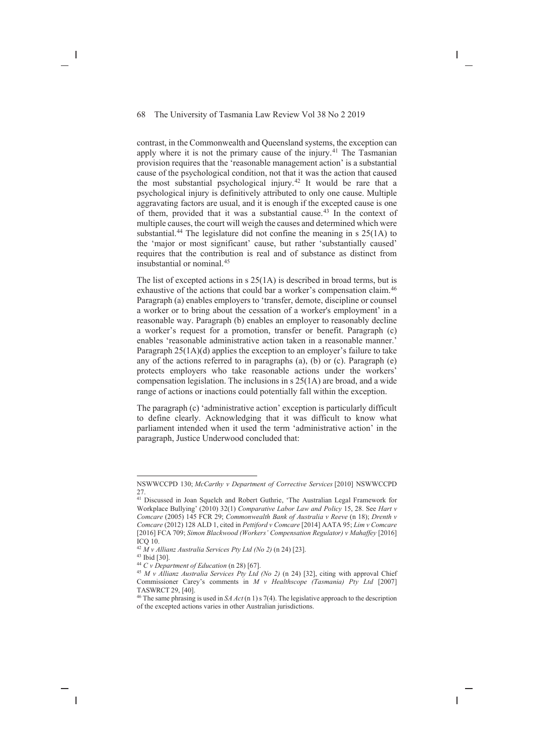contrast, in the Commonwealth and Queensland systems, the exception can apply where it is not the primary cause of the injury.[41] The Tasmanian provision requires that the 'reasonable management action' is a substantial cause of the psychological condition, not that it was the action that caused the most substantial psychological injury.[42] It would be rare that a psychological injury is definitively attributed to only one cause. Multiple aggravating factors are usual, and it is enough if the excepted cause is one of them, provided that it was a substantial cause.[43] In the context of multiple causes, the court will weigh the causes and determined which were substantial.[44] The legislature did not confine the meaning in s 25(1A) to the 'major or most significant' cause, but rather 'substantially caused' requires that the contribution is real and of substance as distinct from insubstantial or nominal.[45]

The list of excepted actions in s 25(1A) is described in broad terms, but is exhaustive of the actions that could bar a worker's compensation claim.[46] Paragraph (a) enables employers to 'transfer, demote, discipline or counsel a worker or to bring about the cessation of a worker's employment' in a reasonable way. Paragraph (b) enables an employer to reasonably decline a worker's request for a promotion, transfer or benefit. Paragraph (c) enables 'reasonable administrative action taken in a reasonable manner.' Paragraph 25(1A)(d) applies the exception to an employer's failure to take any of the actions referred to in paragraphs (a), (b) or (c). Paragraph (e) protects employers who take reasonable actions under the workers' compensation legislation. The inclusions in s 25(1A) are broad, and a wide range of actions or inactions could potentially fall within the exception.

The paragraph (c) 'administrative action' exception is particularly difficult to define clearly. Acknowledging that it was difficult to know what parliament intended when it used the term 'administrative action' in the paragraph, Justice Underwood concluded that:

---

NSWWCCPD 130; *McCarthy v Department of Corrective Services* [2010] NSWWCCPD 27.

[41] Discussed in Joan Squelch and Robert Guthrie, 'The Australian Legal Framework for Workplace Bullying' (2010) 32(1) *Comparative Labor Law and Policy* 15, 28. See *Hart v Comcare* (2005) 145 FCR 29; *Commonwealth Bank of Australia v Reeve* (n 18); *Drenth v Comcare* (2012) 128 ALD 1, cited in *Pettiford v Comcare* [2014] AATA 95; *Lim v Comcare* [2016] FCA 709; *Simon Blackwood (Workers' Compensation Regulator) v Mahaffey* [2016] ICQ 10.

[42] *M v Allianz Australia Services Pty Ltd (No 2)* (n 24) [23].

[43] Ibid [30].

[44] *C v Department of Education* (n 28) [67].

[45] *M v Allianz Australia Services Pty Ltd (No 2)* (n 24) [32], citing with approval Chief Commissioner Carey's comments in *M v Healthscope (Tasmania) Pty Ltd* [2007] TASWRCT 29, [40].

[46] The same phrasing is used in *SA Act* (n 1) s 7(4). The legislative approach to the description of the excepted actions varies in other Australian jurisdictions.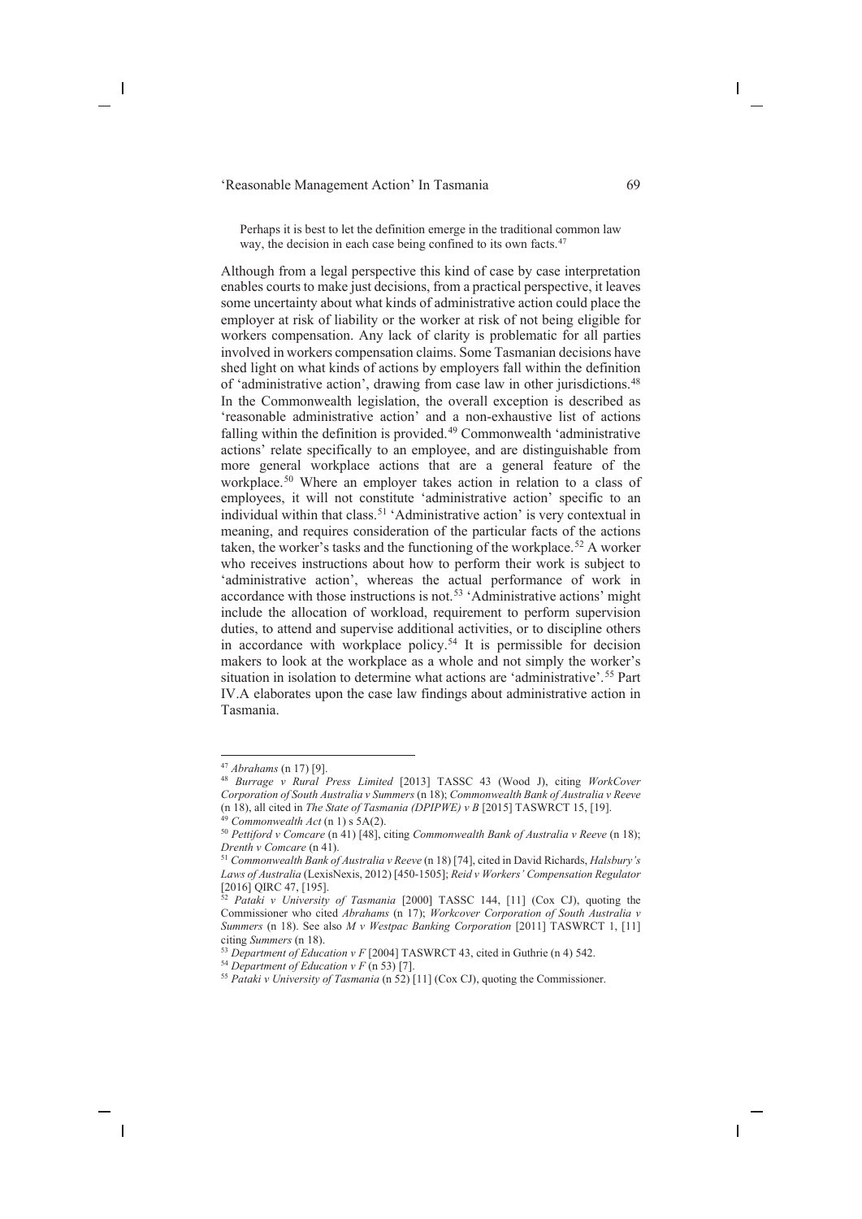> Perhaps it is best to let the definition emerge in the traditional common law way, the decision in each case being confined to its own facts.[47]

Although from a legal perspective this kind of case by case interpretation enables courts to make just decisions, from a practical perspective, it leaves some uncertainty about what kinds of administrative action could place the employer at risk of liability or the worker at risk of not being eligible for workers compensation. Any lack of clarity is problematic for all parties involved in workers compensation claims. Some Tasmanian decisions have shed light on what kinds of actions by employers fall within the definition of 'administrative action', drawing from case law in other jurisdictions.[48] In the Commonwealth legislation, the overall exception is described as 'reasonable administrative action' and a non-exhaustive list of actions falling within the definition is provided.[49] Commonwealth 'administrative actions' relate specifically to an employee, and are distinguishable from more general workplace actions that are a general feature of the workplace.[50] Where an employer takes action in relation to a class of employees, it will not constitute 'administrative action' specific to an individual within that class.[51] 'Administrative action' is very contextual in meaning, and requires consideration of the particular facts of the actions taken, the worker's tasks and the functioning of the workplace.[52] A worker who receives instructions about how to perform their work is subject to 'administrative action', whereas the actual performance of work in accordance with those instructions is not.[53] 'Administrative actions' might include the allocation of workload, requirement to perform supervision duties, to attend and supervise additional activities, or to discipline others in accordance with workplace policy.[54] It is permissible for decision makers to look at the workplace as a whole and not simply the worker's situation in isolation to determine what actions are 'administrative'.[55] Part IV.A elaborates upon the case law findings about administrative action in Tasmania.

---

[47] *Abrahams* (n 17) [9].

[48] *Burrage v Rural Press Limited* [2013] TASSC 43 (Wood J), citing *WorkCover Corporation of South Australia v Summers* (n 18); *Commonwealth Bank of Australia v Reeve* (n 18), all cited in *The State of Tasmania (DPIPWE) v B* [2015] TASWRCT 15, [19].

[49] *Commonwealth Act* (n 1) s 5A(2).

[50] *Pettiford v Comcare* (n 41) [48], citing *Commonwealth Bank of Australia v Reeve* (n 18); *Drenth v Comcare* (n 41).

[51] *Commonwealth Bank of Australia v Reeve* (n 18) [74], cited in David Richards, *Halsbury's Laws of Australia* (LexisNexis, 2012) [450-1505]; *Reid v Workers' Compensation Regulator* [2016] QIRC 47, [195].

[52] *Pataki v University of Tasmania* [2000] TASSC 144, [11] (Cox CJ), quoting the Commissioner who cited *Abrahams* (n 17); *Workcover Corporation of South Australia v Summers* (n 18). See also *M v Westpac Banking Corporation* [2011] TASWRCT 1, [11] citing *Summers* (n 18).

[53] *Department of Education v F* [2004] TASWRCT 43, cited in Guthrie (n 4) 542.

[54] *Department of Education v F* (n 53) [7].

[55] *Pataki v University of Tasmania* (n 52) [11] (Cox CJ), quoting the Commissioner.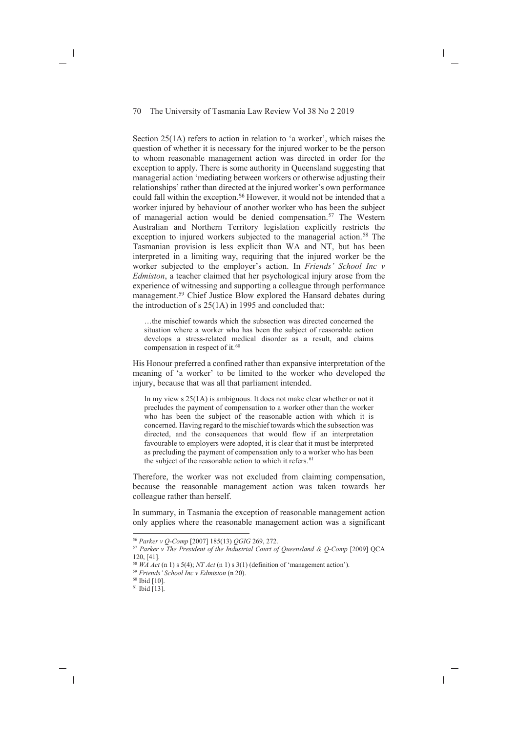Section 25(1A) refers to action in relation to 'a worker', which raises the question of whether it is necessary for the injured worker to be the person to whom reasonable management action was directed in order for the exception to apply. There is some authority in Queensland suggesting that managerial action 'mediating between workers or otherwise adjusting their relationships' rather than directed at the injured worker's own performance could fall within the exception.[56] However, it would not be intended that a worker injured by behaviour of another worker who has been the subject of managerial action would be denied compensation.[57] The Western Australian and Northern Territory legislation explicitly restricts the exception to injured workers subjected to the managerial action.[58] The Tasmanian provision is less explicit than WA and NT, but has been interpreted in a limiting way, requiring that the injured worker be the worker subjected to the employer's action. In *Friends' School Inc v Edmiston*, a teacher claimed that her psychological injury arose from the experience of witnessing and supporting a colleague through performance management.[59] Chief Justice Blow explored the Hansard debates during the introduction of s 25(1A) in 1995 and concluded that:

> …the mischief towards which the subsection was directed concerned the situation where a worker who has been the subject of reasonable action develops a stress-related medical disorder as a result, and claims compensation in respect of it.[60]

His Honour preferred a confined rather than expansive interpretation of the meaning of 'a worker' to be limited to the worker who developed the injury, because that was all that parliament intended.

> In my view s 25(1A) is ambiguous. It does not make clear whether or not it precludes the payment of compensation to a worker other than the worker who has been the subject of the reasonable action with which it is concerned. Having regard to the mischief towards which the subsection was directed, and the consequences that would flow if an interpretation favourable to employers were adopted, it is clear that it must be interpreted as precluding the payment of compensation only to a worker who has been the subject of the reasonable action to which it refers.[61]

Therefore, the worker was not excluded from claiming compensation, because the reasonable management action was taken towards her colleague rather than herself.

In summary, in Tasmania the exception of reasonable management action only applies where the reasonable management action was a significant

---

[56] *Parker v Q-Comp* [2007] 185(13) *QGIG* 269, 272.

[57] *Parker v The President of the Industrial Court of Queensland & Q-Comp* [2009] QCA 120, [41].

[58] *WA Act* (n 1) s 5(4); *NT Act* (n 1) s 3(1) (definition of 'management action').

[59] *Friends' School Inc v Edmiston* (n 20).

[60] Ibid [10].

[61] Ibid [13].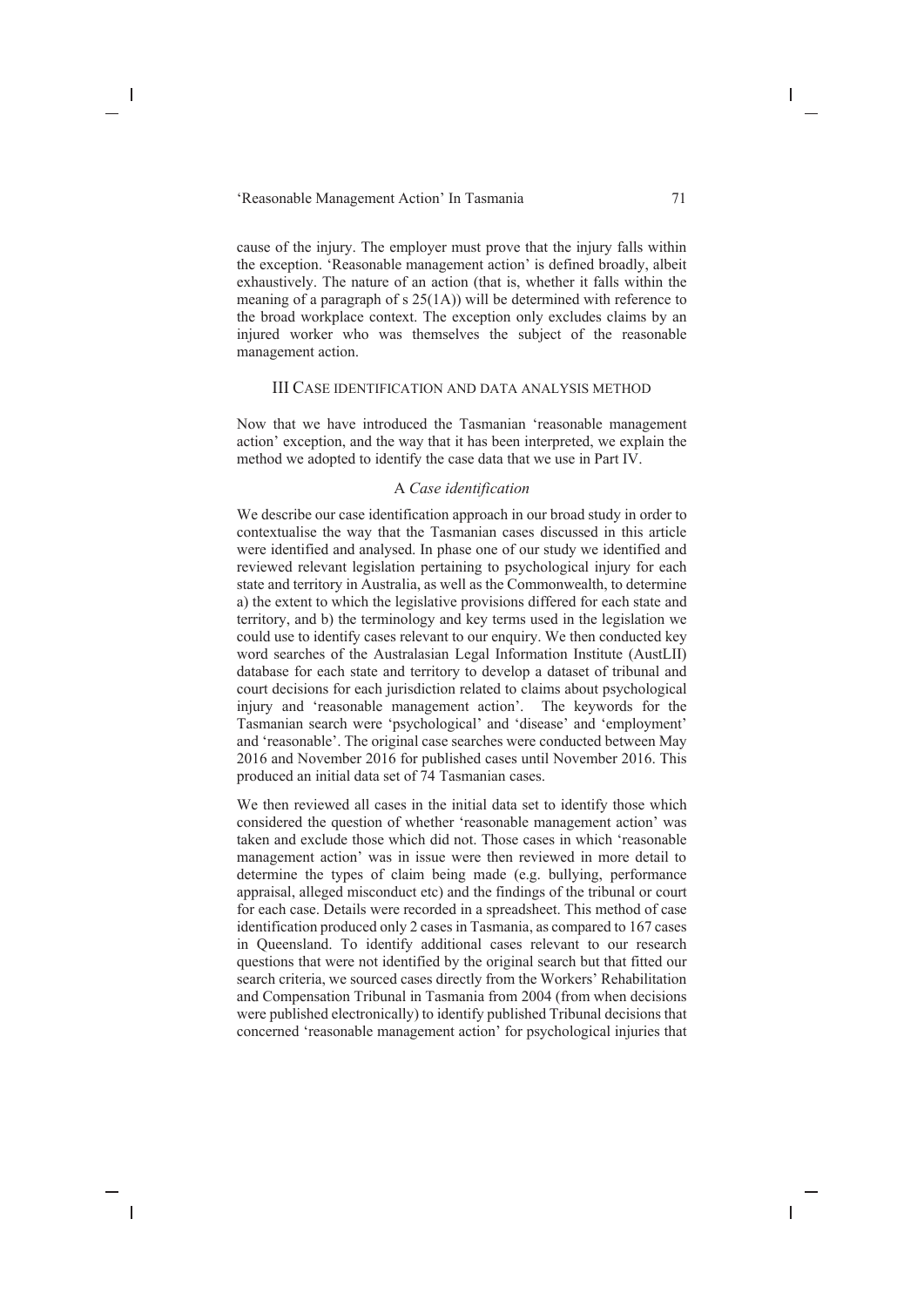cause of the injury. The employer must prove that the injury falls within the exception. 'Reasonable management action' is defined broadly, albeit exhaustively. The nature of an action (that is, whether it falls within the meaning of a paragraph of s 25(1A)) will be determined with reference to the broad workplace context. The exception only excludes claims by an injured worker who was themselves the subject of the reasonable management action.

## III Case identification and data analysis method

Now that we have introduced the Tasmanian 'reasonable management action' exception, and the way that it has been interpreted, we explain the method we adopted to identify the case data that we use in Part IV.

### A *Case identification*

We describe our case identification approach in our broad study in order to contextualise the way that the Tasmanian cases discussed in this article were identified and analysed. In phase one of our study we identified and reviewed relevant legislation pertaining to psychological injury for each state and territory in Australia, as well as the Commonwealth, to determine a) the extent to which the legislative provisions differed for each state and territory, and b) the terminology and key terms used in the legislation we could use to identify cases relevant to our enquiry. We then conducted key word searches of the Australasian Legal Information Institute (AustLII) database for each state and territory to develop a dataset of tribunal and court decisions for each jurisdiction related to claims about psychological injury and 'reasonable management action'. The keywords for the Tasmanian search were 'psychological' and 'disease' and 'employment' and 'reasonable'. The original case searches were conducted between May 2016 and November 2016 for published cases until November 2016. This produced an initial data set of 74 Tasmanian cases.

We then reviewed all cases in the initial data set to identify those which considered the question of whether 'reasonable management action' was taken and exclude those which did not. Those cases in which 'reasonable management action' was in issue were then reviewed in more detail to determine the types of claim being made (e.g. bullying, performance appraisal, alleged misconduct etc) and the findings of the tribunal or court for each case. Details were recorded in a spreadsheet. This method of case identification produced only 2 cases in Tasmania, as compared to 167 cases in Queensland. To identify additional cases relevant to our research questions that were not identified by the original search but that fitted our search criteria, we sourced cases directly from the Workers' Rehabilitation and Compensation Tribunal in Tasmania from 2004 (from when decisions were published electronically) to identify published Tribunal decisions that concerned 'reasonable management action' for psychological injuries that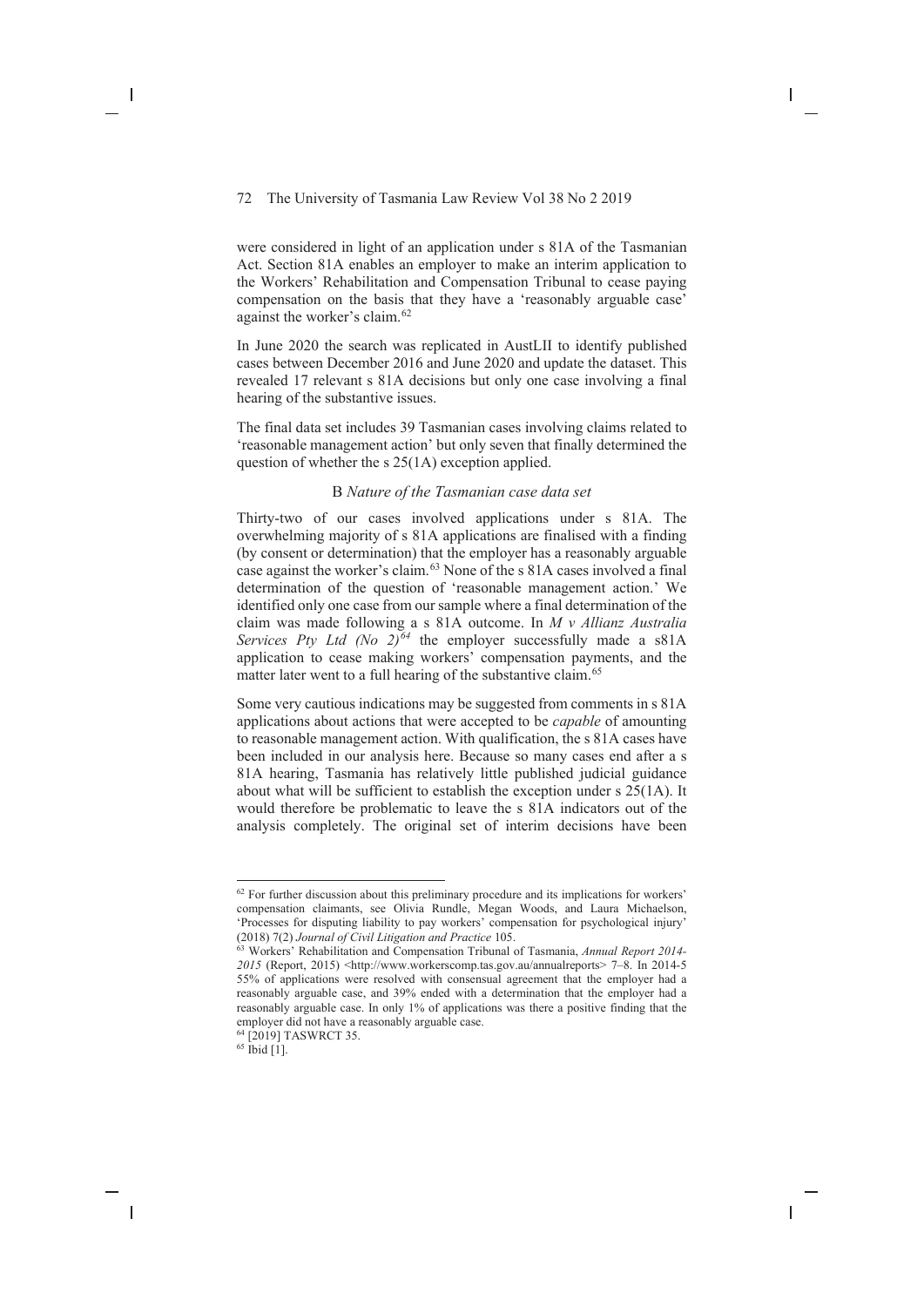were considered in light of an application under s 81A of the Tasmanian Act. Section 81A enables an employer to make an interim application to the Workers' Rehabilitation and Compensation Tribunal to cease paying compensation on the basis that they have a 'reasonably arguable case' against the worker's claim.[62]

In June 2020 the search was replicated in AustLII to identify published cases between December 2016 and June 2020 and update the dataset. This revealed 17 relevant s 81A decisions but only one case involving a final hearing of the substantive issues.

The final data set includes 39 Tasmanian cases involving claims related to 'reasonable management action' but only seven that finally determined the question of whether the s 25(1A) exception applied.

### B *Nature of the Tasmanian case data set*

Thirty-two of our cases involved applications under s 81A. The overwhelming majority of s 81A applications are finalised with a finding (by consent or determination) that the employer has a reasonably arguable case against the worker's claim.[63] None of the s 81A cases involved a final determination of the question of 'reasonable management action.' We identified only one case from our sample where a final determination of the claim was made following a s 81A outcome. In *M v Allianz Australia Services Pty Ltd (No 2)*[64] the employer successfully made a s81A application to cease making workers' compensation payments, and the matter later went to a full hearing of the substantive claim.[65]

Some very cautious indications may be suggested from comments in s 81A applications about actions that were accepted to be *capable* of amounting to reasonable management action. With qualification, the s 81A cases have been included in our analysis here. Because so many cases end after a s 81A hearing, Tasmania has relatively little published judicial guidance about what will be sufficient to establish the exception under s 25(1A). It would therefore be problematic to leave the s 81A indicators out of the analysis completely. The original set of interim decisions have been

---

[62] For further discussion about this preliminary procedure and its implications for workers' compensation claimants, see Olivia Rundle, Megan Woods, and Laura Michaelson, 'Processes for disputing liability to pay workers' compensation for psychological injury' (2018) 7(2) *Journal of Civil Litigation and Practice* 105.

[63] Workers' Rehabilitation and Compensation Tribunal of Tasmania, *Annual Report 2014-2015* (Report, 2015) <http://www.workerscomp.tas.gov.au/annualreports> 7–8. In 2014-5 55% of applications were resolved with consensual agreement that the employer had a reasonably arguable case, and 39% ended with a determination that the employer had a reasonably arguable case. In only 1% of applications was there a positive finding that the employer did not have a reasonably arguable case.

[64] [2019] TASWRCT 35.

[65] Ibid [1].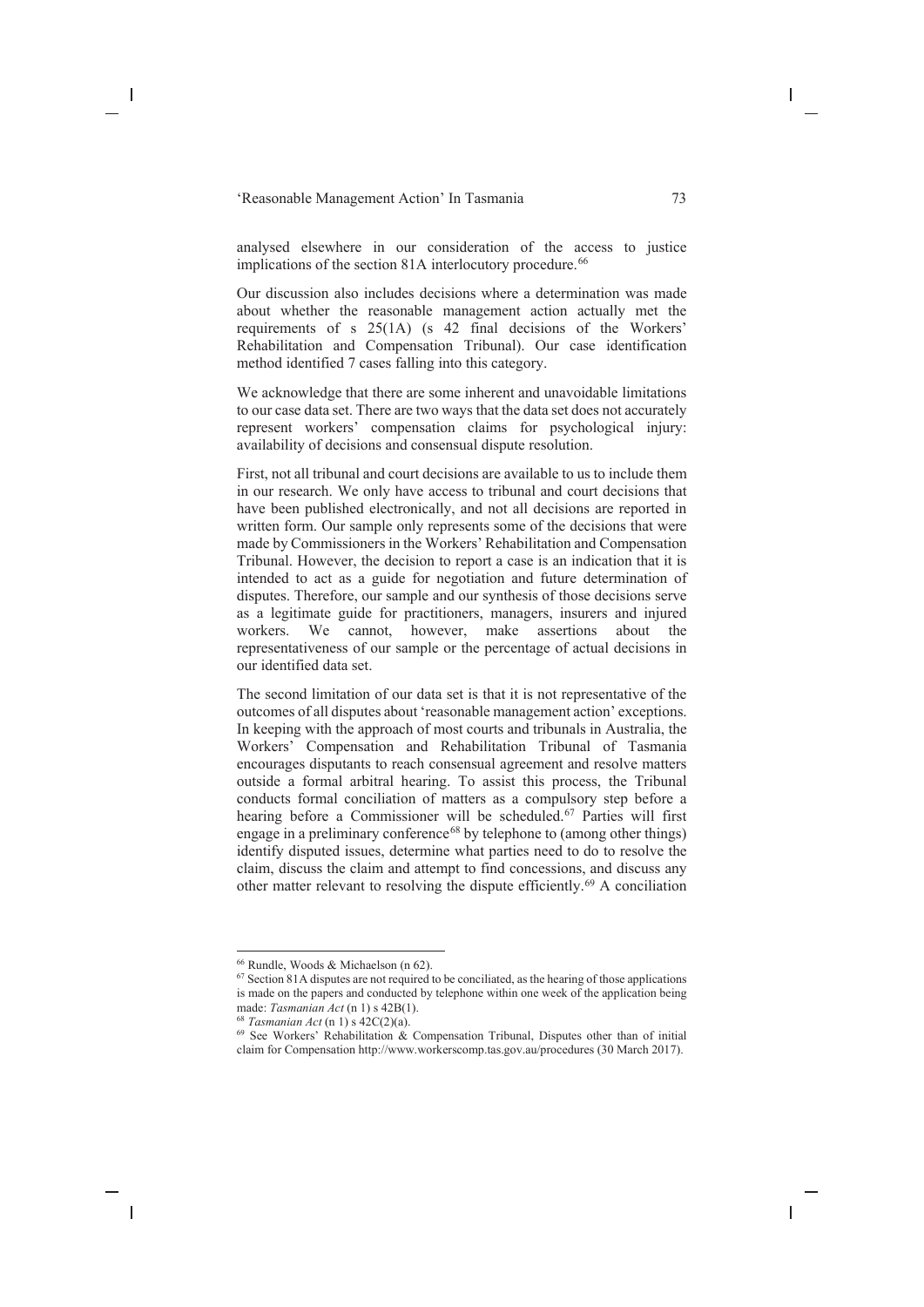analysed elsewhere in our consideration of the access to justice implications of the section 81A interlocutory procedure.[66]

Our discussion also includes decisions where a determination was made about whether the reasonable management action actually met the requirements of s 25(1A) (s 42 final decisions of the Workers' Rehabilitation and Compensation Tribunal). Our case identification method identified 7 cases falling into this category.

We acknowledge that there are some inherent and unavoidable limitations to our case data set. There are two ways that the data set does not accurately represent workers' compensation claims for psychological injury: availability of decisions and consensual dispute resolution.

First, not all tribunal and court decisions are available to us to include them in our research. We only have access to tribunal and court decisions that have been published electronically, and not all decisions are reported in written form. Our sample only represents some of the decisions that were made by Commissioners in the Workers' Rehabilitation and Compensation Tribunal. However, the decision to report a case is an indication that it is intended to act as a guide for negotiation and future determination of disputes. Therefore, our sample and our synthesis of those decisions serve as a legitimate guide for practitioners, managers, insurers and injured workers. We cannot, however, make assertions about the representativeness of our sample or the percentage of actual decisions in our identified data set.

The second limitation of our data set is that it is not representative of the outcomes of all disputes about 'reasonable management action' exceptions. In keeping with the approach of most courts and tribunals in Australia, the Workers' Compensation and Rehabilitation Tribunal of Tasmania encourages disputants to reach consensual agreement and resolve matters outside a formal arbitral hearing. To assist this process, the Tribunal conducts formal conciliation of matters as a compulsory step before a hearing before a Commissioner will be scheduled.[67] Parties will first engage in a preliminary conference[68] by telephone to (among other things) identify disputed issues, determine what parties need to do to resolve the claim, discuss the claim and attempt to find concessions, and discuss any other matter relevant to resolving the dispute efficiently.[69] A conciliation

---

[66] Rundle, Woods & Michaelson (n 62).

[67] Section 81A disputes are not required to be conciliated, as the hearing of those applications is made on the papers and conducted by telephone within one week of the application being made: *Tasmanian Act* (n 1) s 42B(1).

[68] *Tasmanian Act* (n 1) s 42C(2)(a).

[69] See Workers' Rehabilitation & Compensation Tribunal, Disputes other than of initial claim for Compensation http://www.workerscomp.tas.gov.au/procedures (30 March 2017).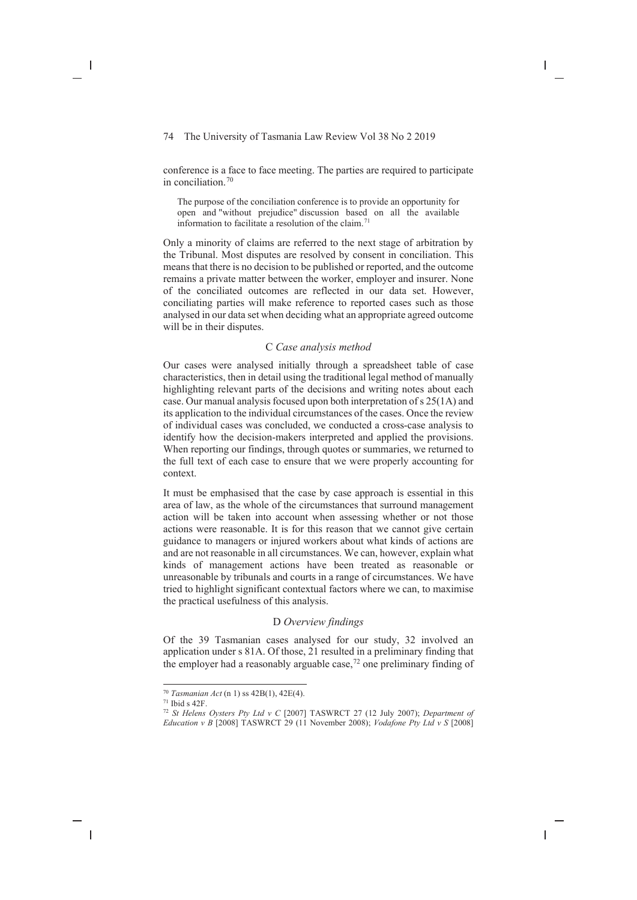conference is a face to face meeting. The parties are required to participate in conciliation.[70]

> The purpose of the conciliation conference is to provide an opportunity for open and "without prejudice" discussion based on all the available information to facilitate a resolution of the claim.[71]

Only a minority of claims are referred to the next stage of arbitration by the Tribunal. Most disputes are resolved by consent in conciliation. This means that there is no decision to be published or reported, and the outcome remains a private matter between the worker, employer and insurer. None of the conciliated outcomes are reflected in our data set. However, conciliating parties will make reference to reported cases such as those analysed in our data set when deciding what an appropriate agreed outcome will be in their disputes.

### C *Case analysis method*

Our cases were analysed initially through a spreadsheet table of case characteristics, then in detail using the traditional legal method of manually highlighting relevant parts of the decisions and writing notes about each case. Our manual analysis focused upon both interpretation of s 25(1A) and its application to the individual circumstances of the cases. Once the review of individual cases was concluded, we conducted a cross-case analysis to identify how the decision-makers interpreted and applied the provisions. When reporting our findings, through quotes or summaries, we returned to the full text of each case to ensure that we were properly accounting for context.

It must be emphasised that the case by case approach is essential in this area of law, as the whole of the circumstances that surround management action will be taken into account when assessing whether or not those actions were reasonable. It is for this reason that we cannot give certain guidance to managers or injured workers about what kinds of actions are and are not reasonable in all circumstances. We can, however, explain what kinds of management actions have been treated as reasonable or unreasonable by tribunals and courts in a range of circumstances. We have tried to highlight significant contextual factors where we can, to maximise the practical usefulness of this analysis.

### D *Overview findings*

Of the 39 Tasmanian cases analysed for our study, 32 involved an application under s 81A. Of those, 21 resulted in a preliminary finding that the employer had a reasonably arguable case,[72] one preliminary finding of

---

[70] *Tasmanian Act* (n 1) ss 42B(1), 42E(4).

[71] Ibid s 42F.

[72] *St Helens Oysters Pty Ltd v C* [2007] TASWRCT 27 (12 July 2007); *Department of Education v B* [2008] TASWRCT 29 (11 November 2008); *Vodafone Pty Ltd v S* [2008]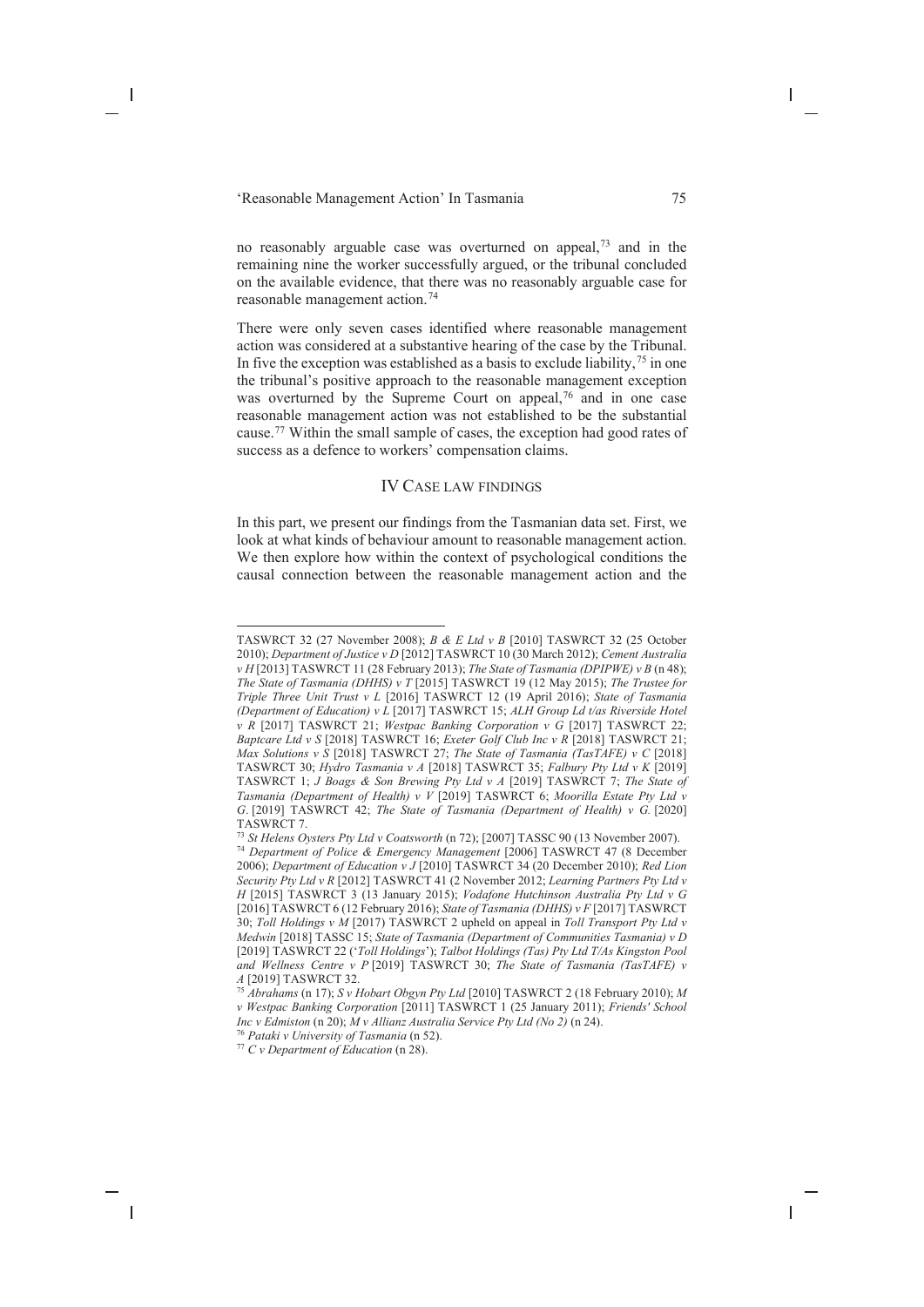no reasonably arguable case was overturned on appeal,[73] and in the remaining nine the worker successfully argued, or the tribunal concluded on the available evidence, that there was no reasonably arguable case for reasonable management action.[74]

There were only seven cases identified where reasonable management action was considered at a substantive hearing of the case by the Tribunal. In five the exception was established as a basis to exclude liability,[75] in one the tribunal's positive approach to the reasonable management exception was overturned by the Supreme Court on appeal,[76] and in one case reasonable management action was not established to be the substantial cause.[77] Within the small sample of cases, the exception had good rates of success as a defence to workers' compensation claims.

## IV Case law findings

In this part, we present our findings from the Tasmanian data set. First, we look at what kinds of behaviour amount to reasonable management action. We then explore how within the context of psychological conditions the causal connection between the reasonable management action and the

---

TASWRCT 32 (27 November 2008); *B & E Ltd v B* [2010] TASWRCT 32 (25 October 2010); *Department of Justice v D* [2012] TASWRCT 10 (30 March 2012); *Cement Australia v H* [2013] TASWRCT 11 (28 February 2013); *The State of Tasmania (DPIPWE) v B* (n 48); *The State of Tasmania (DHHS) v T* [2015] TASWRCT 19 (12 May 2015); *The Trustee for Triple Three Unit Trust v L* [2016] TASWRCT 12 (19 April 2016); *State of Tasmania (Department of Education) v L* [2017] TASWRCT 15; *ALH Group Ld t/as Riverside Hotel v R* [2017] TASWRCT 21; *Westpac Banking Corporation v G* [2017] TASWRCT 22; *Baptcare Ltd v S* [2018] TASWRCT 16; *Exeter Golf Club Inc v R* [2018] TASWRCT 21; *Max Solutions v S* [2018] TASWRCT 27; *The State of Tasmania (TasTAFE) v C* [2018] TASWRCT 30; *Hydro Tasmania v A* [2018] TASWRCT 35; *Falbury Pty Ltd v K* [2019] TASWRCT 1; *J Boags & Son Brewing Pty Ltd v A* [2019] TASWRCT 7; *The State of Tasmania (Department of Health) v V* [2019] TASWRCT 6; *Moorilla Estate Pty Ltd v G*. [2019] TASWRCT 42; *The State of Tasmania (Department of Health) v G*. [2020] TASWRCT 7.

[73] *St Helens Oysters Pty Ltd v Coatsworth* (n 72); [2007] TASSC 90 (13 November 2007).

[74] *Department of Police & Emergency Management* [2006] TASWRCT 47 (8 December 2006); *Department of Education v J* [2010] TASWRCT 34 (20 December 2010); *Red Lion Security Pty Ltd v R* [2012] TASWRCT 41 (2 November 2012); *Learning Partners Pty Ltd v H* [2015] TASWRCT 3 (13 January 2015); *Vodafone Hutchinson Australia Pty Ltd v G* [2016] TASWRCT 6 (12 February 2016); *State of Tasmania (DHHS) v F* [2017] TASWRCT 30; *Toll Holdings v M* [2017) TASWRCT 2 upheld on appeal in *Toll Transport Pty Ltd v Medwin* [2018] TASSC 15; *State of Tasmania (Department of Communities Tasmania) v D* [2019] TASWRCT 22 ('*Toll Holdings*'); *Talbot Holdings (Tas) Pty Ltd T/As Kingston Pool and Wellness Centre v P* [2019] TASWRCT 30; *The State of Tasmania (TasTAFE) v A* [2019] TASWRCT 32.

[75] *Abrahams* (n 17); *S v Hobart Obgyn Pty Ltd* [2010] TASWRCT 2 (18 February 2010); *M v Westpac Banking Corporation* [2011] TASWRCT 1 (25 January 2011); *Friends' School Inc v Edmiston* (n 20); *M v Allianz Australia Service Pty Ltd (No 2)* (n 24).

[76] *Pataki v University of Tasmania* (n 52).

[77] *C v Department of Education* (n 28).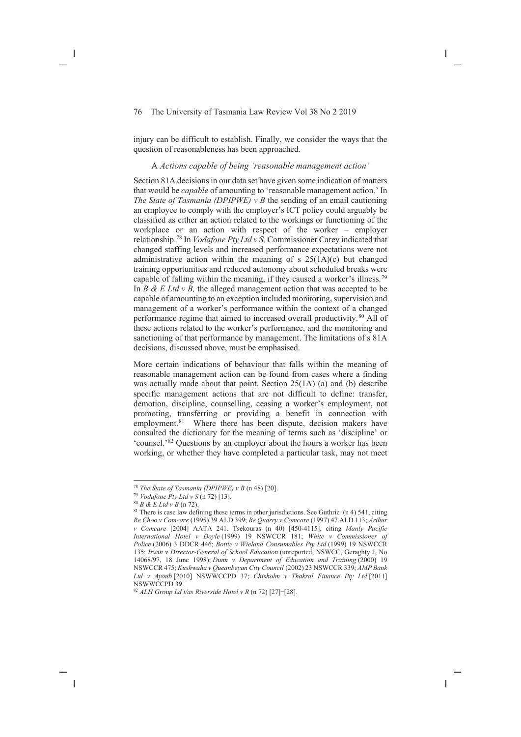injury can be difficult to establish. Finally, we consider the ways that the question of reasonableness has been approached.

### A *Actions capable of being 'reasonable management action'*

Section 81A decisions in our data set have given some indication of matters that would be *capable* of amounting to 'reasonable management action.' In *The State of Tasmania (DPIPWE) v B* the sending of an email cautioning an employee to comply with the employer's ICT policy could arguably be classified as either an action related to the workings or functioning of the workplace or an action with respect of the worker – employer relationship.[78] In *Vodafone Pty Ltd v S,* Commissioner Carey indicated that changed staffing levels and increased performance expectations were not administrative action within the meaning of s 25(1A)(c) but changed training opportunities and reduced autonomy about scheduled breaks were capable of falling within the meaning, if they caused a worker's illness.[79] In *B & E Ltd v B,* the alleged management action that was accepted to be capable of amounting to an exception included monitoring, supervision and management of a worker's performance within the context of a changed performance regime that aimed to increased overall productivity.[80] All of these actions related to the worker's performance, and the monitoring and sanctioning of that performance by management. The limitations of s 81A decisions, discussed above, must be emphasised.

More certain indications of behaviour that falls within the meaning of reasonable management action can be found from cases where a finding was actually made about that point. Section 25(1A) (a) and (b) describe specific management actions that are not difficult to define: transfer, demotion, discipline, counselling, ceasing a worker's employment, not promoting, transferring or providing a benefit in connection with employment.[81] Where there has been dispute, decision makers have consulted the dictionary for the meaning of terms such as 'discipline' or 'counsel.'[82] Questions by an employer about the hours a worker has been working, or whether they have completed a particular task, may not meet

---

[78] *The State of Tasmania (DPIPWE) v B* (n 48) [20].

[79] *Vodafone Pty Ltd v S* (n 72) [13].

[80] *B & E Ltd v B* (n 72).

[81] There is case law defining these terms in other jurisdictions. See Guthrie (n 4) 541, citing *Re Choo v Comcare* (1995) 39 ALD 399; *Re Quarry v Comcare* (1997) 47 ALD 113; *Arthur v Comcare* [2004] AATA 241. Tsekouras (n 40) [450-4115], citing *Manly Pacific International Hotel v Doyle* (1999) 19 NSWCCR 181; *White v Commissioner of Police* (2006) 3 DDCR 446; *Bottle v Wieland Consumables Pty Ltd* (1999) 19 NSWCCR 135; *Irwin v Director-General of School Education* (unreported, NSWCC, Geraghty J, No 14068/97, 18 June 1998); *Dunn v Department of Education and Training* (2000) 19 NSWCCR 475; *Kushwaha v Queanbeyan City Council* (2002) 23 NSWCCR 339; *AMP Bank Ltd v Ayoub* [2010] NSWWCCPD 37; *Chisholm v Thakral Finance Pty Ltd* [2011] NSWWCCPD 39.

[82] *ALH Group Ld t/as Riverside Hotel v R* (n 72) [27]–[28].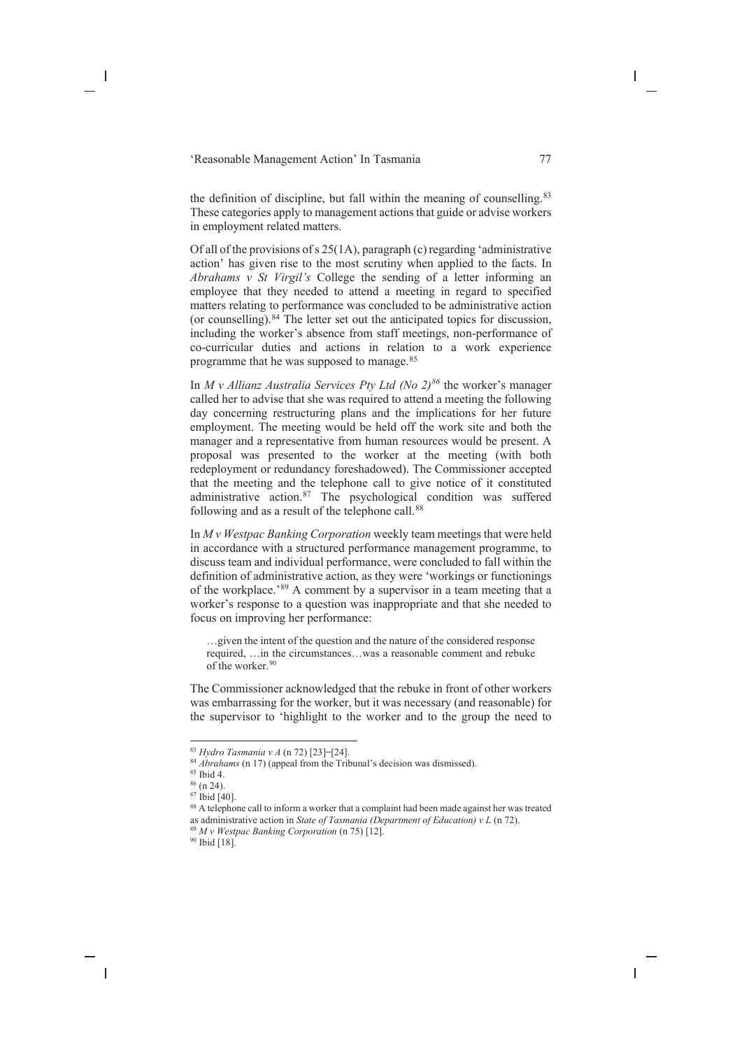the definition of discipline, but fall within the meaning of counselling.[83] These categories apply to management actions that guide or advise workers in employment related matters.

Of all of the provisions of s 25(1A), paragraph (c) regarding 'administrative action' has given rise to the most scrutiny when applied to the facts. In *Abrahams v St Virgil's* College the sending of a letter informing an employee that they needed to attend a meeting in regard to specified matters relating to performance was concluded to be administrative action (or counselling).[84] The letter set out the anticipated topics for discussion, including the worker's absence from staff meetings, non-performance of co-curricular duties and actions in relation to a work experience programme that he was supposed to manage.[85]

In *M v Allianz Australia Services Pty Ltd (No 2)*[86] the worker's manager called her to advise that she was required to attend a meeting the following day concerning restructuring plans and the implications for her future employment. The meeting would be held off the work site and both the manager and a representative from human resources would be present. A proposal was presented to the worker at the meeting (with both redeployment or redundancy foreshadowed). The Commissioner accepted that the meeting and the telephone call to give notice of it constituted administrative action.[87] The psychological condition was suffered following and as a result of the telephone call.[88]

In *M v Westpac Banking Corporation* weekly team meetings that were held in accordance with a structured performance management programme, to discuss team and individual performance, were concluded to fall within the definition of administrative action, as they were 'workings or functionings of the workplace.'[89] A comment by a supervisor in a team meeting that a worker's response to a question was inappropriate and that she needed to focus on improving her performance:

> …given the intent of the question and the nature of the considered response required, …in the circumstances…was a reasonable comment and rebuke of the worker.[90]

The Commissioner acknowledged that the rebuke in front of other workers was embarrassing for the worker, but it was necessary (and reasonable) for the supervisor to 'highlight to the worker and to the group the need to

---

[83] *Hydro Tasmania v A* (n 72) [23]–[24].

[84] *Abrahams* (n 17) (appeal from the Tribunal's decision was dismissed).

[85] Ibid 4.

[86] (n 24).

[87] Ibid [40].

[88] A telephone call to inform a worker that a complaint had been made against her was treated as administrative action in *State of Tasmania (Department of Education) v L* (n 72).

[89] *M v Westpac Banking Corporation* (n 75) [12].

[90] Ibid [18].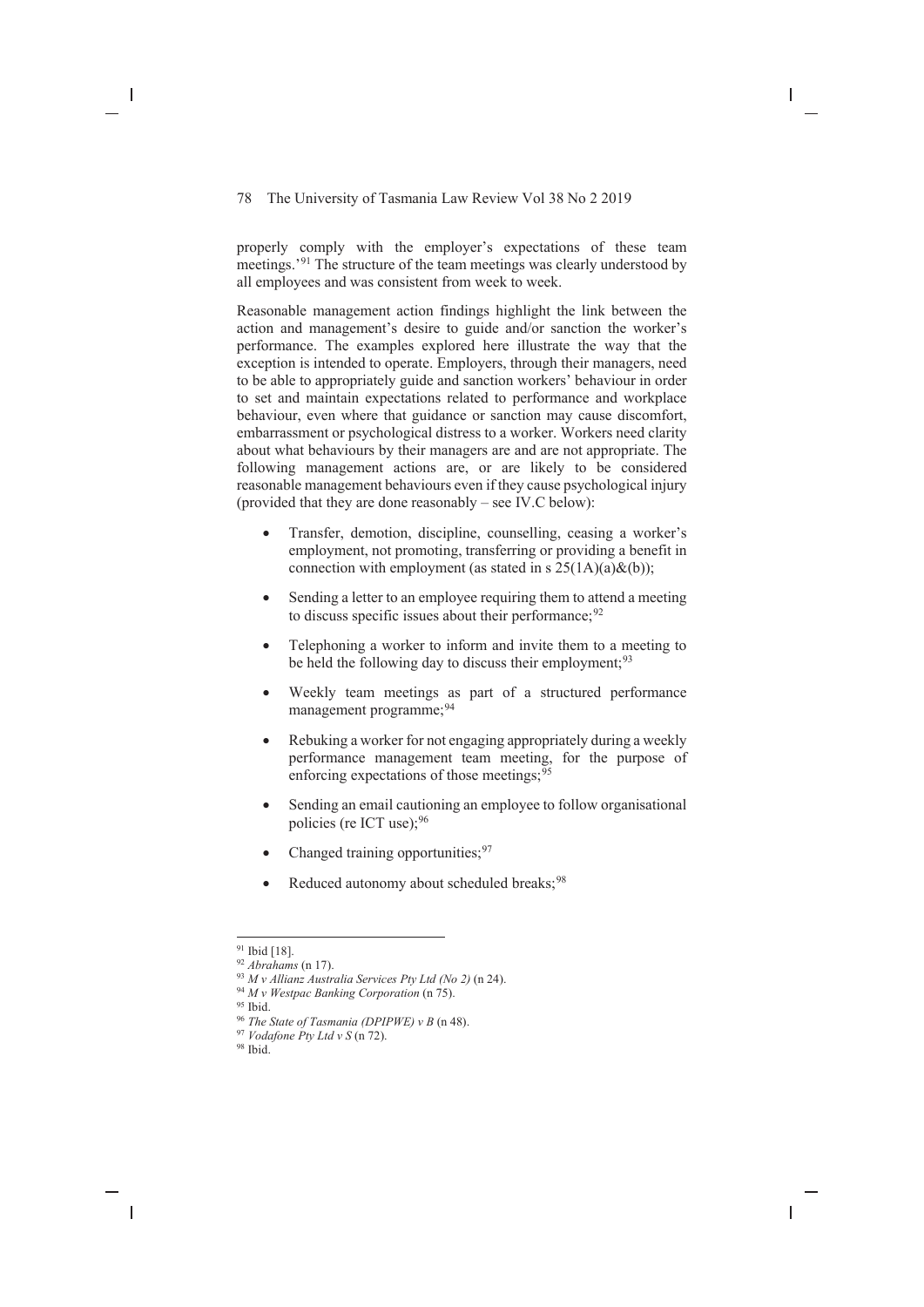properly comply with the employer's expectations of these team meetings.'[91] The structure of the team meetings was clearly understood by all employees and was consistent from week to week.

Reasonable management action findings highlight the link between the action and management's desire to guide and/or sanction the worker's performance. The examples explored here illustrate the way that the exception is intended to operate. Employers, through their managers, need to be able to appropriately guide and sanction workers' behaviour in order to set and maintain expectations related to performance and workplace behaviour, even where that guidance or sanction may cause discomfort, embarrassment or psychological distress to a worker. Workers need clarity about what behaviours by their managers are and are not appropriate. The following management actions are, or are likely to be considered reasonable management behaviours even if they cause psychological injury (provided that they are done reasonably – see IV.C below):

- Transfer, demotion, discipline, counselling, ceasing a worker's employment, not promoting, transferring or providing a benefit in connection with employment (as stated in s 25(1A)(a)&(b));
- Sending a letter to an employee requiring them to attend a meeting to discuss specific issues about their performance;[92]
- Telephoning a worker to inform and invite them to a meeting to be held the following day to discuss their employment;[93]
- Weekly team meetings as part of a structured performance management programme;[94]
- Rebuking a worker for not engaging appropriately during a weekly performance management team meeting, for the purpose of enforcing expectations of those meetings;[95]
- Sending an email cautioning an employee to follow organisational policies (re ICT use);[96]
- Changed training opportunities;[97]
- Reduced autonomy about scheduled breaks;[98]

---

[91] Ibid [18].
[92] *Abrahams* (n 17).
[93] *M v Allianz Australia Services Pty Ltd (No 2)* (n 24).
[94] *M v Westpac Banking Corporation* (n 75).
[95] Ibid.
[96] *The State of Tasmania (DPIPWE) v B* (n 48).
[97] *Vodafone Pty Ltd v S* (n 72).
[98] Ibid.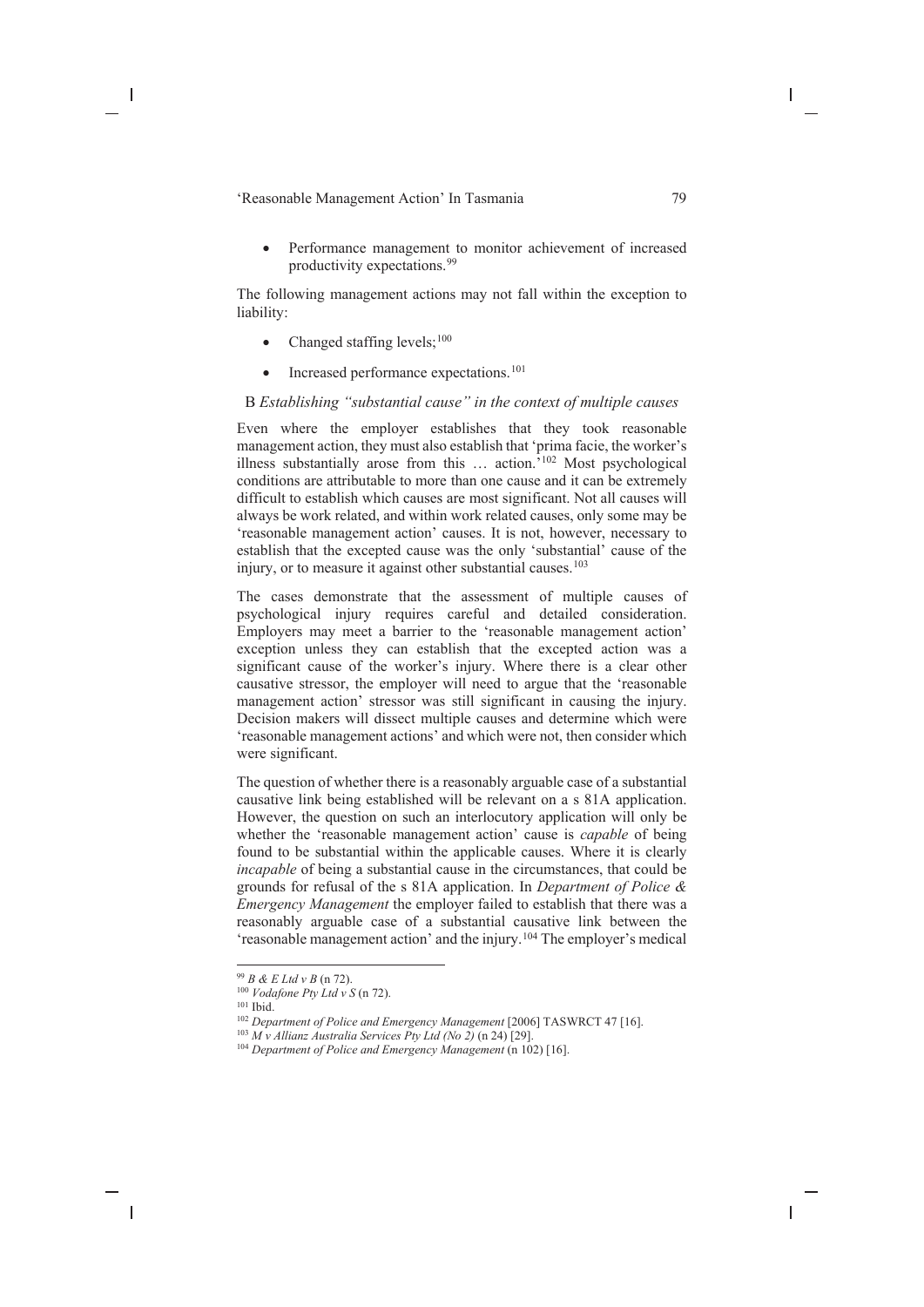- Performance management to monitor achievement of increased productivity expectations.[99]

The following management actions may not fall within the exception to liability:

- Changed staffing levels;[100]
- Increased performance expectations.[101]

### B *Establishing "substantial cause" in the context of multiple causes*

Even where the employer establishes that they took reasonable management action, they must also establish that 'prima facie, the worker's illness substantially arose from this … action.'[102] Most psychological conditions are attributable to more than one cause and it can be extremely difficult to establish which causes are most significant. Not all causes will always be work related, and within work related causes, only some may be 'reasonable management action' causes. It is not, however, necessary to establish that the excepted cause was the only 'substantial' cause of the injury, or to measure it against other substantial causes.[103]

The cases demonstrate that the assessment of multiple causes of psychological injury requires careful and detailed consideration. Employers may meet a barrier to the 'reasonable management action' exception unless they can establish that the excepted action was a significant cause of the worker's injury. Where there is a clear other causative stressor, the employer will need to argue that the 'reasonable management action' stressor was still significant in causing the injury. Decision makers will dissect multiple causes and determine which were 'reasonable management actions' and which were not, then consider which were significant.

The question of whether there is a reasonably arguable case of a substantial causative link being established will be relevant on a s 81A application. However, the question on such an interlocutory application will only be whether the 'reasonable management action' cause is *capable* of being found to be substantial within the applicable causes. Where it is clearly *incapable* of being a substantial cause in the circumstances, that could be grounds for refusal of the s 81A application. In *Department of Police & Emergency Management* the employer failed to establish that there was a reasonably arguable case of a substantial causative link between the 'reasonable management action' and the injury.[104] The employer's medical

---

[99] *B & E Ltd v B* (n 72).

[100] *Vodafone Pty Ltd v S* (n 72).

[101] Ibid.

[102] *Department of Police and Emergency Management* [2006] TASWRCT 47 [16].

[103] *M v Allianz Australia Services Pty Ltd (No 2)* (n 24) [29].

[104] *Department of Police and Emergency Management* (n 102) [16].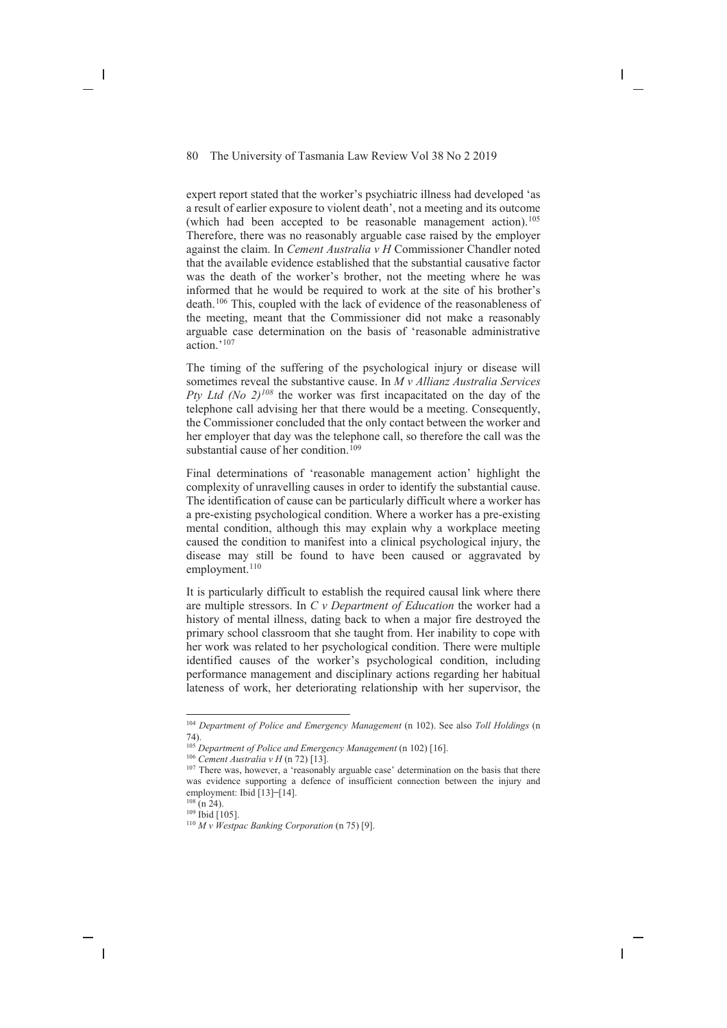expert report stated that the worker's psychiatric illness had developed 'as a result of earlier exposure to violent death', not a meeting and its outcome (which had been accepted to be reasonable management action).[105] Therefore, there was no reasonably arguable case raised by the employer against the claim. In *Cement Australia v H* Commissioner Chandler noted that the available evidence established that the substantial causative factor was the death of the worker's brother, not the meeting where he was informed that he would be required to work at the site of his brother's death.[106] This, coupled with the lack of evidence of the reasonableness of the meeting, meant that the Commissioner did not make a reasonably arguable case determination on the basis of 'reasonable administrative action.'[107]

The timing of the suffering of the psychological injury or disease will sometimes reveal the substantive cause. In *M v Allianz Australia Services Pty Ltd (No 2)*[108] the worker was first incapacitated on the day of the telephone call advising her that there would be a meeting. Consequently, the Commissioner concluded that the only contact between the worker and her employer that day was the telephone call, so therefore the call was the substantial cause of her condition.[109]

Final determinations of 'reasonable management action' highlight the complexity of unravelling causes in order to identify the substantial cause. The identification of cause can be particularly difficult where a worker has a pre-existing psychological condition. Where a worker has a pre-existing mental condition, although this may explain why a workplace meeting caused the condition to manifest into a clinical psychological injury, the disease may still be found to have been caused or aggravated by employment.[110]

It is particularly difficult to establish the required causal link where there are multiple stressors. In *C v Department of Education* the worker had a history of mental illness, dating back to when a major fire destroyed the primary school classroom that she taught from. Her inability to cope with her work was related to her psychological condition. There were multiple identified causes of the worker's psychological condition, including performance management and disciplinary actions regarding her habitual lateness of work, her deteriorating relationship with her supervisor, the

---

[104] *Department of Police and Emergency Management* (n 102). See also *Toll Holdings* (n 74).

[105] *Department of Police and Emergency Management* (n 102) [16].

[106] *Cement Australia v H* (n 72) [13].

[107] There was, however, a 'reasonably arguable case' determination on the basis that there was evidence supporting a defence of insufficient connection between the injury and employment: Ibid [13]–[14].

[108] (n 24).

[109] Ibid [105].

[110] *M v Westpac Banking Corporation* (n 75) [9].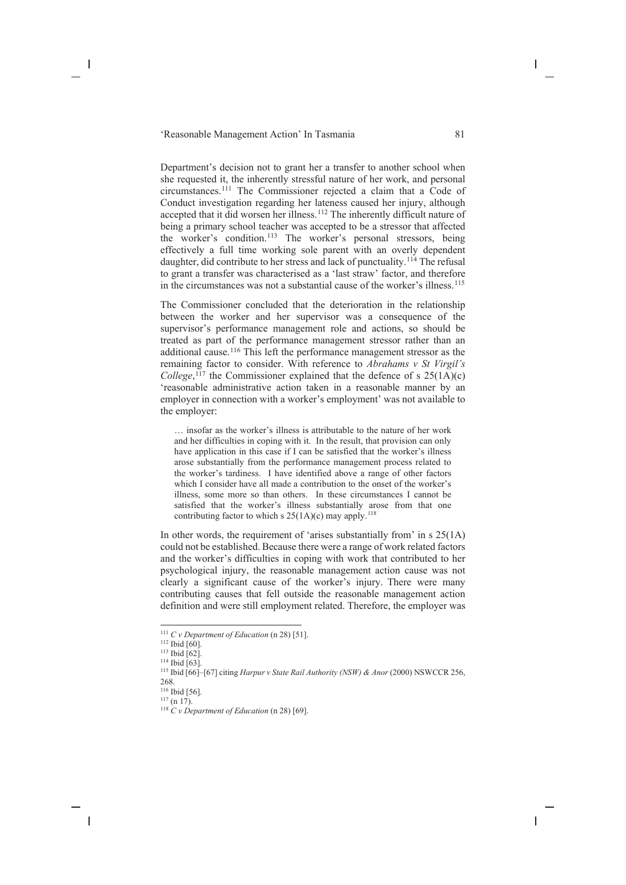Department's decision not to grant her a transfer to another school when she requested it, the inherently stressful nature of her work, and personal circumstances.[111] The Commissioner rejected a claim that a Code of Conduct investigation regarding her lateness caused her injury, although accepted that it did worsen her illness.[112] The inherently difficult nature of being a primary school teacher was accepted to be a stressor that affected the worker's condition.[113] The worker's personal stressors, being effectively a full time working sole parent with an overly dependent daughter, did contribute to her stress and lack of punctuality.[114] The refusal to grant a transfer was characterised as a 'last straw' factor, and therefore in the circumstances was not a substantial cause of the worker's illness.[115]

The Commissioner concluded that the deterioration in the relationship between the worker and her supervisor was a consequence of the supervisor's performance management role and actions, so should be treated as part of the performance management stressor rather than an additional cause.[116] This left the performance management stressor as the remaining factor to consider. With reference to *Abrahams v St Virgil's College*,[117] the Commissioner explained that the defence of s 25(1A)(c) 'reasonable administrative action taken in a reasonable manner by an employer in connection with a worker's employment' was not available to the employer:

> … insofar as the worker's illness is attributable to the nature of her work and her difficulties in coping with it. In the result, that provision can only have application in this case if I can be satisfied that the worker's illness arose substantially from the performance management process related to the worker's tardiness. I have identified above a range of other factors which I consider have all made a contribution to the onset of the worker's illness, some more so than others. In these circumstances I cannot be satisfied that the worker's illness substantially arose from that one contributing factor to which s 25(1A)(c) may apply.[118]

In other words, the requirement of 'arises substantially from' in s 25(1A) could not be established. Because there were a range of work related factors and the worker's difficulties in coping with work that contributed to her psychological injury, the reasonable management action cause was not clearly a significant cause of the worker's injury. There were many contributing causes that fell outside the reasonable management action definition and were still employment related. Therefore, the employer was

---

[111] *C v Department of Education* (n 28) [51].

[112] Ibid [60].

[113] Ibid [62].

[114] Ibid [63].

[115] Ibid [66]–[67] citing *Harpur v State Rail Authority (NSW) & Anor* (2000) NSWCCR 256, 268.

[116] Ibid [56].

[117] (n 17).

[118] *C v Department of Education* (n 28) [69].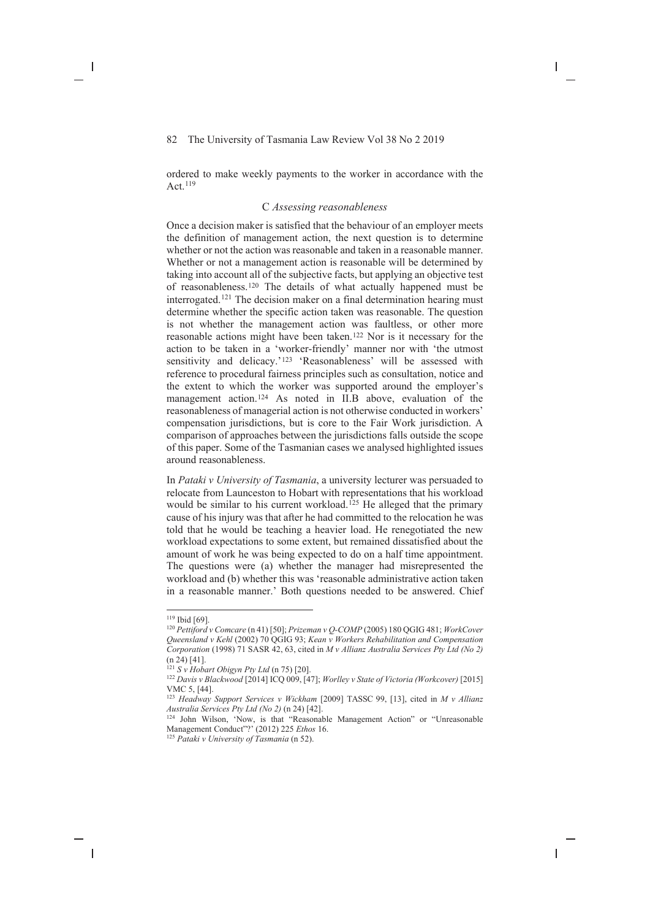ordered to make weekly payments to the worker in accordance with the Act.[119]

### C *Assessing reasonableness*

Once a decision maker is satisfied that the behaviour of an employer meets the definition of management action, the next question is to determine whether or not the action was reasonable and taken in a reasonable manner. Whether or not a management action is reasonable will be determined by taking into account all of the subjective facts, but applying an objective test of reasonableness.[120] The details of what actually happened must be interrogated.[121] The decision maker on a final determination hearing must determine whether the specific action taken was reasonable. The question is not whether the management action was faultless, or other more reasonable actions might have been taken.[122] Nor is it necessary for the action to be taken in a 'worker-friendly' manner nor with 'the utmost sensitivity and delicacy.'[123] 'Reasonableness' will be assessed with reference to procedural fairness principles such as consultation, notice and the extent to which the worker was supported around the employer's management action.[124] As noted in II.B above, evaluation of the reasonableness of managerial action is not otherwise conducted in workers' compensation jurisdictions, but is core to the Fair Work jurisdiction. A comparison of approaches between the jurisdictions falls outside the scope of this paper. Some of the Tasmanian cases we analysed highlighted issues around reasonableness.

In *Pataki v University of Tasmania*, a university lecturer was persuaded to relocate from Launceston to Hobart with representations that his workload would be similar to his current workload.[125] He alleged that the primary cause of his injury was that after he had committed to the relocation he was told that he would be teaching a heavier load. He renegotiated the new workload expectations to some extent, but remained dissatisfied about the amount of work he was being expected to do on a half time appointment. The questions were (a) whether the manager had misrepresented the workload and (b) whether this was 'reasonable administrative action taken in a reasonable manner.' Both questions needed to be answered. Chief

---

[119] Ibid [69].

[120] *Pettiford v Comcare* (n 41) [50]; *Prizeman v Q-COMP* (2005) 180 QGIG 481; *WorkCover Queensland v Kehl* (2002) 70 QGIG 93; *Kean v Workers Rehabilitation and Compensation Corporation* (1998) 71 SASR 42, 63, cited in *M v Allianz Australia Services Pty Ltd (No 2)* (n 24) [41].

[121] *S v Hobart Obigyn Pty Ltd* (n 75) [20].

[122] *Davis v Blackwood* [2014] ICQ 009, [47]; *Worlley v State of Victoria (Workcover)* [2015] VMC 5, [44].

[123] *Headway Support Services v Wickham* [2009] TASSC 99, [13], cited in *M v Allianz Australia Services Pty Ltd (No 2)* (n 24) [42].

[124] John Wilson, 'Now, is that "Reasonable Management Action" or "Unreasonable Management Conduct"?' (2012) 225 *Ethos* 16.

[125] *Pataki v University of Tasmania* (n 52).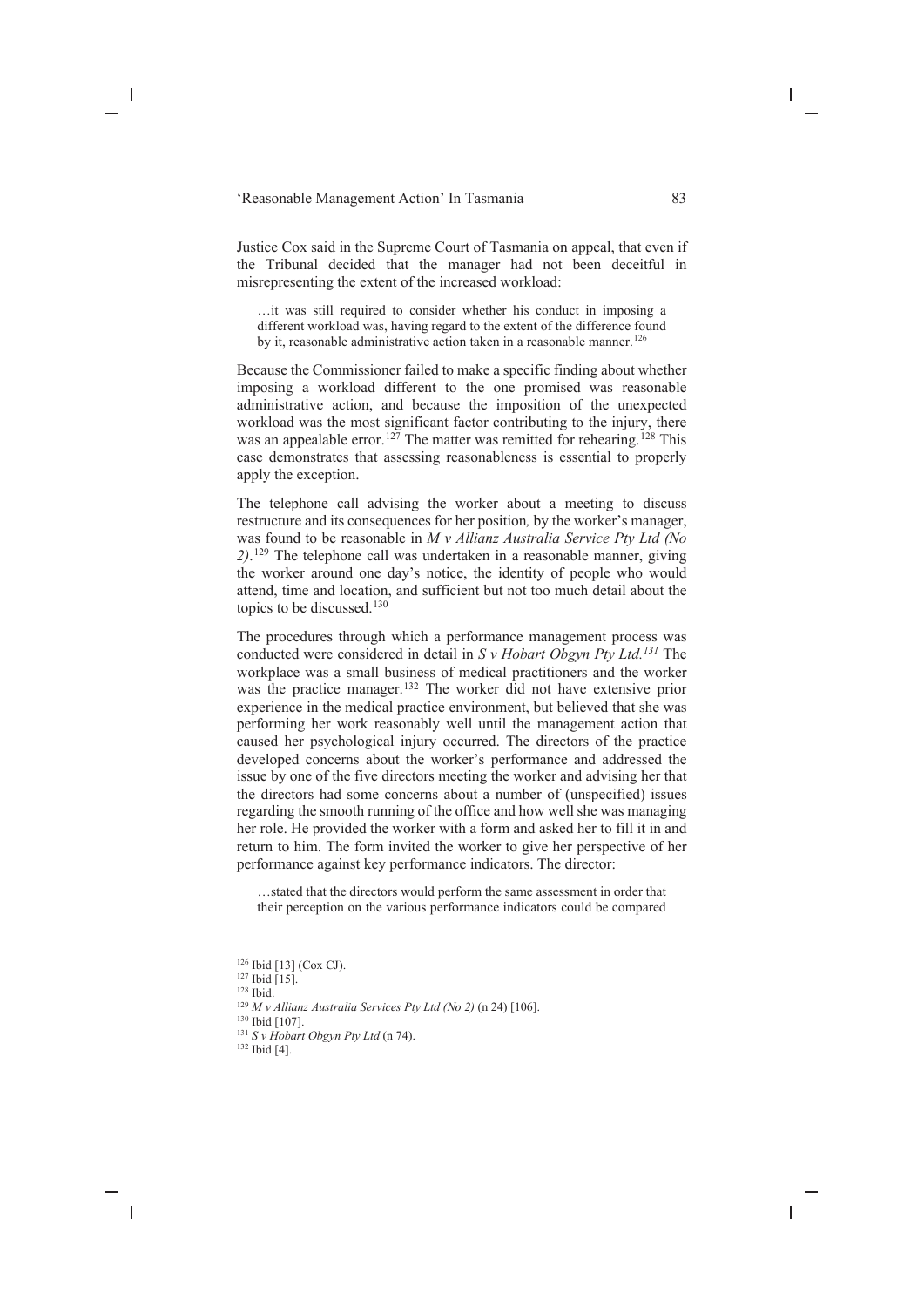Justice Cox said in the Supreme Court of Tasmania on appeal, that even if the Tribunal decided that the manager had not been deceitful in misrepresenting the extent of the increased workload:

> …it was still required to consider whether his conduct in imposing a different workload was, having regard to the extent of the difference found by it, reasonable administrative action taken in a reasonable manner.[126]

Because the Commissioner failed to make a specific finding about whether imposing a workload different to the one promised was reasonable administrative action, and because the imposition of the unexpected workload was the most significant factor contributing to the injury, there was an appealable error.[127] The matter was remitted for rehearing.[128] This case demonstrates that assessing reasonableness is essential to properly apply the exception.

The telephone call advising the worker about a meeting to discuss restructure and its consequences for her position*,* by the worker's manager, was found to be reasonable in *M v Allianz Australia Service Pty Ltd (No 2)*.[129] The telephone call was undertaken in a reasonable manner, giving the worker around one day's notice, the identity of people who would attend, time and location, and sufficient but not too much detail about the topics to be discussed.[130]

The procedures through which a performance management process was conducted were considered in detail in *S v Hobart Obgyn Pty Ltd.*[131] The workplace was a small business of medical practitioners and the worker was the practice manager.[132] The worker did not have extensive prior experience in the medical practice environment, but believed that she was performing her work reasonably well until the management action that caused her psychological injury occurred. The directors of the practice developed concerns about the worker's performance and addressed the issue by one of the five directors meeting the worker and advising her that the directors had some concerns about a number of (unspecified) issues regarding the smooth running of the office and how well she was managing her role. He provided the worker with a form and asked her to fill it in and return to him. The form invited the worker to give her perspective of her performance against key performance indicators. The director:

> …stated that the directors would perform the same assessment in order that their perception on the various performance indicators could be compared

---

[126] Ibid [13] (Cox CJ).

[127] Ibid [15].

[128] Ibid.

[129] *M v Allianz Australia Services Pty Ltd (No 2)* (n 24) [106].

[130] Ibid [107].

[131] *S v Hobart Obgyn Pty Ltd* (n 74).

[132] Ibid [4].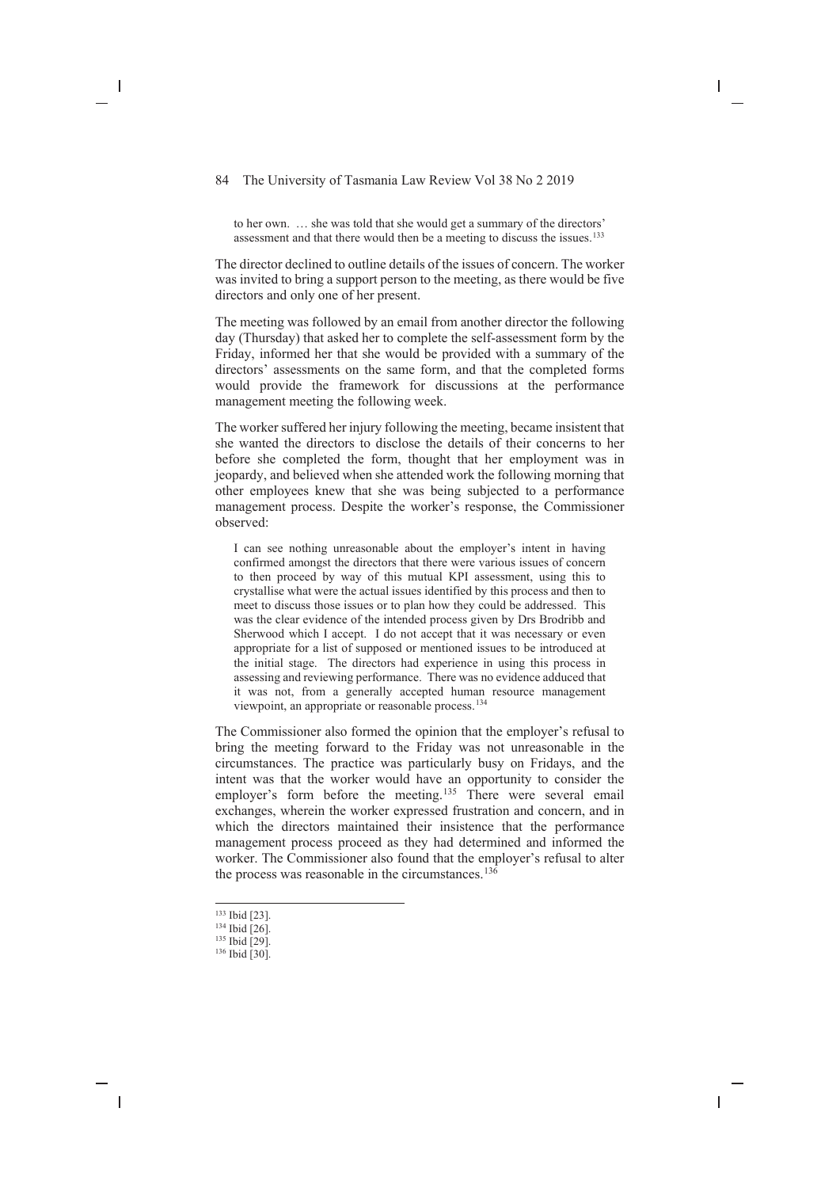> to her own. … she was told that she would get a summary of the directors' assessment and that there would then be a meeting to discuss the issues.[133]

The director declined to outline details of the issues of concern. The worker was invited to bring a support person to the meeting, as there would be five directors and only one of her present.

The meeting was followed by an email from another director the following day (Thursday) that asked her to complete the self-assessment form by the Friday, informed her that she would be provided with a summary of the directors' assessments on the same form, and that the completed forms would provide the framework for discussions at the performance management meeting the following week.

The worker suffered her injury following the meeting, became insistent that she wanted the directors to disclose the details of their concerns to her before she completed the form, thought that her employment was in jeopardy, and believed when she attended work the following morning that other employees knew that she was being subjected to a performance management process. Despite the worker's response, the Commissioner observed:

> I can see nothing unreasonable about the employer's intent in having confirmed amongst the directors that there were various issues of concern to then proceed by way of this mutual KPI assessment, using this to crystallise what were the actual issues identified by this process and then to meet to discuss those issues or to plan how they could be addressed. This was the clear evidence of the intended process given by Drs Brodribb and Sherwood which I accept. I do not accept that it was necessary or even appropriate for a list of supposed or mentioned issues to be introduced at the initial stage. The directors had experience in using this process in assessing and reviewing performance. There was no evidence adduced that it was not, from a generally accepted human resource management viewpoint, an appropriate or reasonable process.[134]

The Commissioner also formed the opinion that the employer's refusal to bring the meeting forward to the Friday was not unreasonable in the circumstances. The practice was particularly busy on Fridays, and the intent was that the worker would have an opportunity to consider the employer's form before the meeting.[135] There were several email exchanges, wherein the worker expressed frustration and concern, and in which the directors maintained their insistence that the performance management process proceed as they had determined and informed the worker. The Commissioner also found that the employer's refusal to alter the process was reasonable in the circumstances.[136]

---

[133] Ibid [23].

[134] Ibid [26].

[135] Ibid [29].

[136] Ibid [30].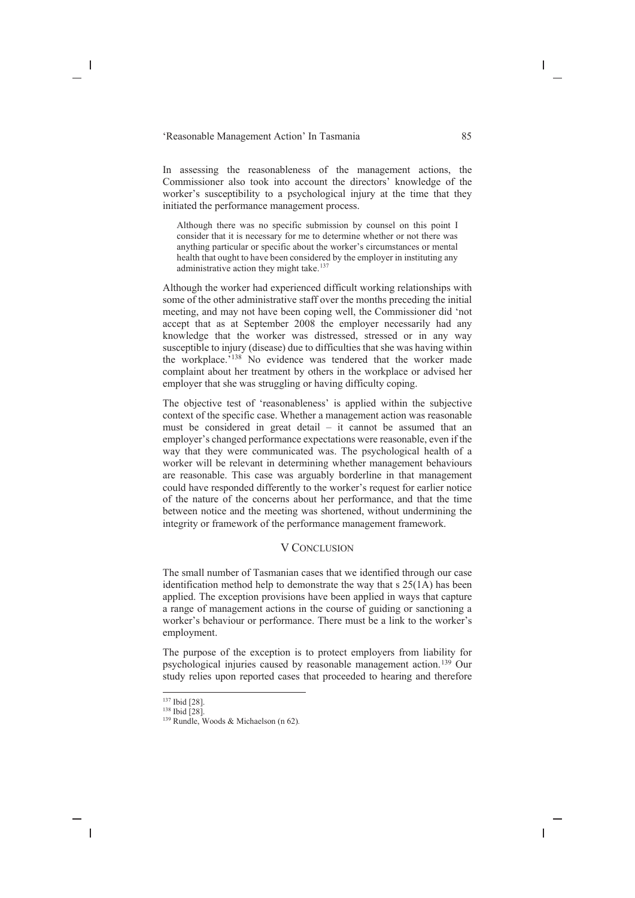In assessing the reasonableness of the management actions, the Commissioner also took into account the directors' knowledge of the worker's susceptibility to a psychological injury at the time that they initiated the performance management process.

> Although there was no specific submission by counsel on this point I consider that it is necessary for me to determine whether or not there was anything particular or specific about the worker's circumstances or mental health that ought to have been considered by the employer in instituting any administrative action they might take.[137]

Although the worker had experienced difficult working relationships with some of the other administrative staff over the months preceding the initial meeting, and may not have been coping well, the Commissioner did 'not accept that as at September 2008 the employer necessarily had any knowledge that the worker was distressed, stressed or in any way susceptible to injury (disease) due to difficulties that she was having within the workplace.'[138] No evidence was tendered that the worker made complaint about her treatment by others in the workplace or advised her employer that she was struggling or having difficulty coping.

The objective test of 'reasonableness' is applied within the subjective context of the specific case. Whether a management action was reasonable must be considered in great detail – it cannot be assumed that an employer's changed performance expectations were reasonable, even if the way that they were communicated was. The psychological health of a worker will be relevant in determining whether management behaviours are reasonable. This case was arguably borderline in that management could have responded differently to the worker's request for earlier notice of the nature of the concerns about her performance, and that the time between notice and the meeting was shortened, without undermining the integrity or framework of the performance management framework.

## V Conclusion

The small number of Tasmanian cases that we identified through our case identification method help to demonstrate the way that s 25(1A) has been applied. The exception provisions have been applied in ways that capture a range of management actions in the course of guiding or sanctioning a worker's behaviour or performance. There must be a link to the worker's employment.

The purpose of the exception is to protect employers from liability for psychological injuries caused by reasonable management action.[139] Our study relies upon reported cases that proceeded to hearing and therefore

---

[137] Ibid [28].
[138] Ibid [28].
[139] Rundle, Woods & Michaelson (n 62).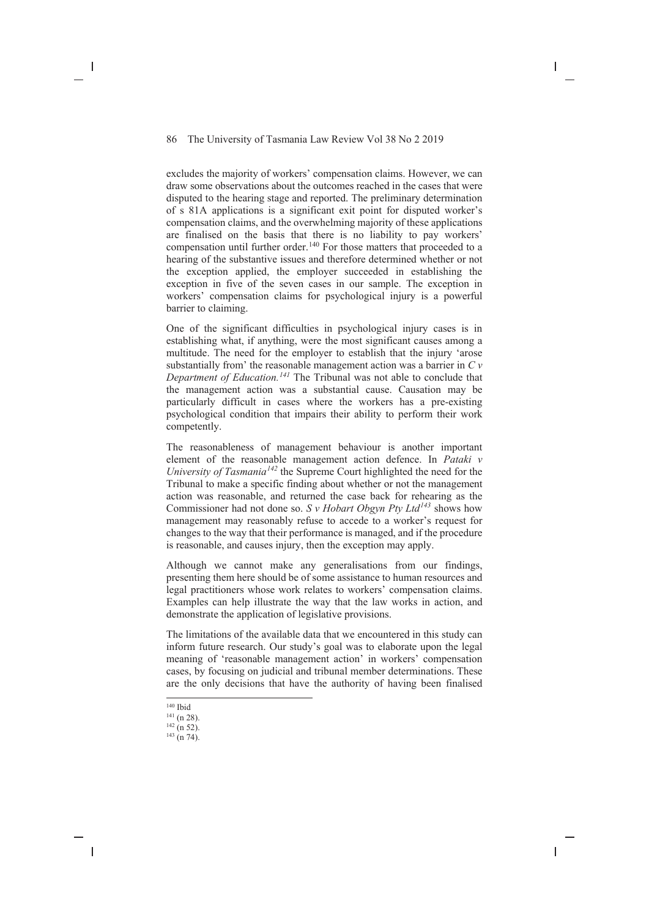excludes the majority of workers' compensation claims. However, we can draw some observations about the outcomes reached in the cases that were disputed to the hearing stage and reported. The preliminary determination of s 81A applications is a significant exit point for disputed worker's compensation claims, and the overwhelming majority of these applications are finalised on the basis that there is no liability to pay workers' compensation until further order.[140] For those matters that proceeded to a hearing of the substantive issues and therefore determined whether or not the exception applied, the employer succeeded in establishing the exception in five of the seven cases in our sample. The exception in workers' compensation claims for psychological injury is a powerful barrier to claiming.

One of the significant difficulties in psychological injury cases is in establishing what, if anything, were the most significant causes among a multitude. The need for the employer to establish that the injury 'arose substantially from' the reasonable management action was a barrier in *C v Department of Education.*[141] The Tribunal was not able to conclude that the management action was a substantial cause. Causation may be particularly difficult in cases where the workers has a pre-existing psychological condition that impairs their ability to perform their work competently.

The reasonableness of management behaviour is another important element of the reasonable management action defence. In *Pataki v University of Tasmania*[142] the Supreme Court highlighted the need for the Tribunal to make a specific finding about whether or not the management action was reasonable, and returned the case back for rehearing as the Commissioner had not done so. *S v Hobart Obgyn Pty Ltd*[143] shows how management may reasonably refuse to accede to a worker's request for changes to the way that their performance is managed, and if the procedure is reasonable, and causes injury, then the exception may apply.

Although we cannot make any generalisations from our findings, presenting them here should be of some assistance to human resources and legal practitioners whose work relates to workers' compensation claims. Examples can help illustrate the way that the law works in action, and demonstrate the application of legislative provisions.

The limitations of the available data that we encountered in this study can inform future research. Our study's goal was to elaborate upon the legal meaning of 'reasonable management action' in workers' compensation cases, by focusing on judicial and tribunal member determinations. These are the only decisions that have the authority of having been finalised

[140] Ibid

[141] (n 28).

[142] (n 52).

[143] (n 74).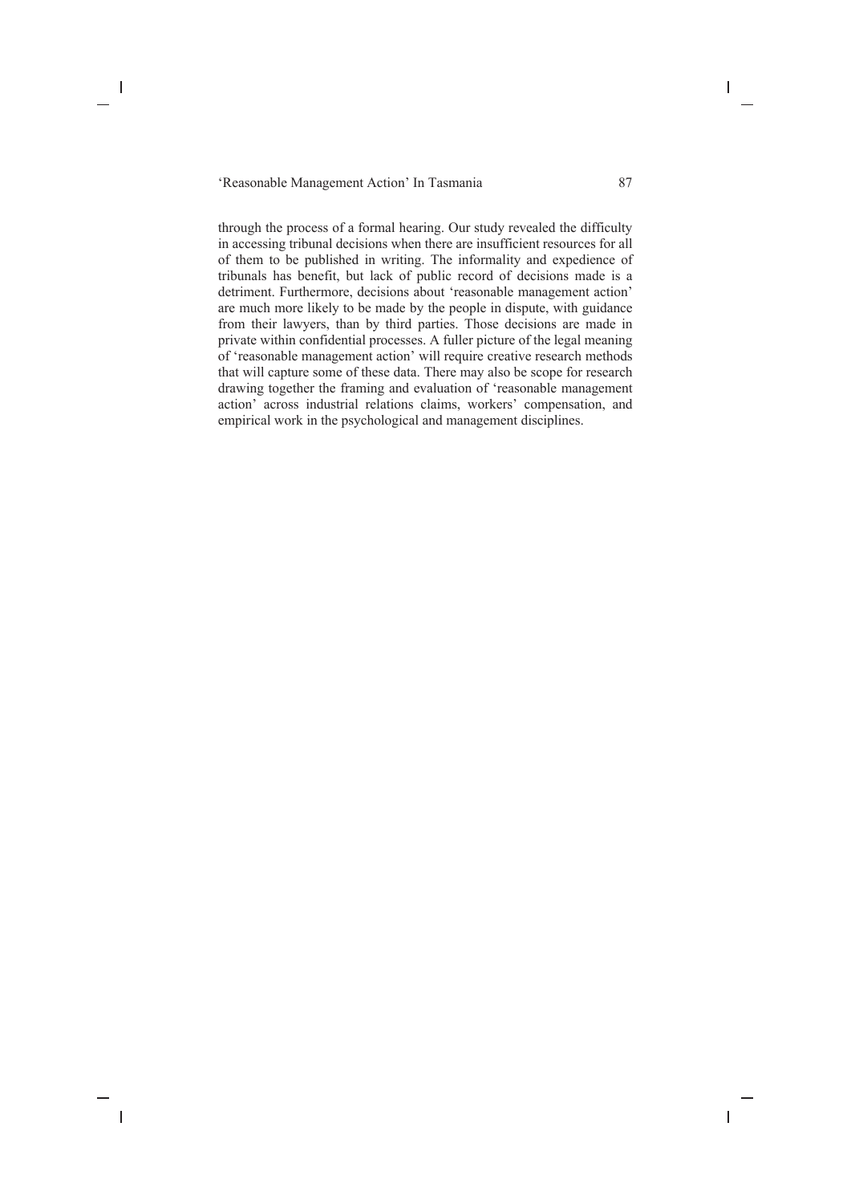through the process of a formal hearing. Our study revealed the difficulty in accessing tribunal decisions when there are insufficient resources for all of them to be published in writing. The informality and expedience of tribunals has benefit, but lack of public record of decisions made is a detriment. Furthermore, decisions about 'reasonable management action' are much more likely to be made by the people in dispute, with guidance from their lawyers, than by third parties. Those decisions are made in private within confidential processes. A fuller picture of the legal meaning of 'reasonable management action' will require creative research methods that will capture some of these data. There may also be scope for research drawing together the framing and evaluation of 'reasonable management action' across industrial relations claims, workers' compensation, and empirical work in the psychological and management disciplines.